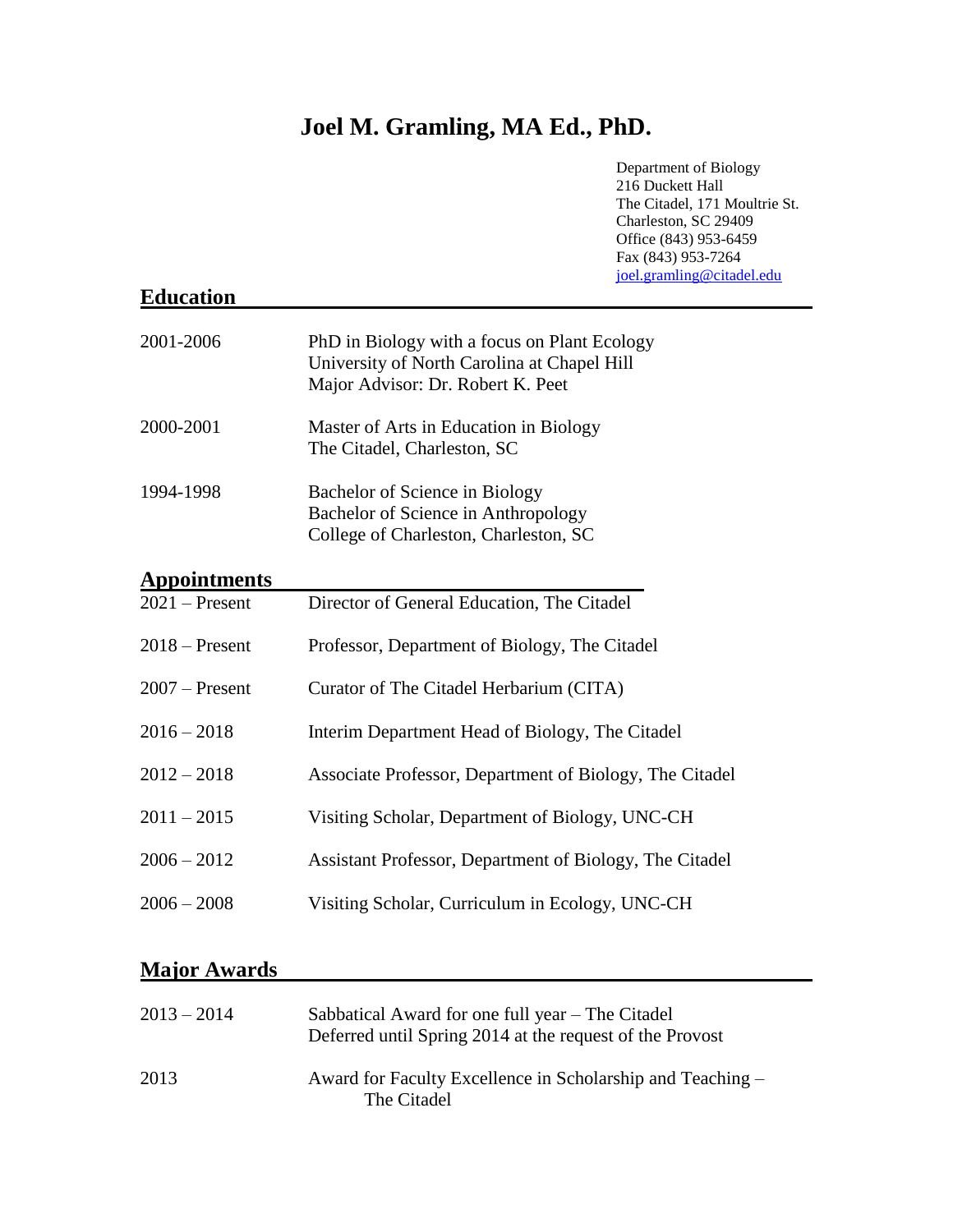# Joel M. Gramling, MA Ed., PhD.

Department of Biology
216 Duckett Hall
The Citadel, 171 Moultrie St.
Charleston, SC 29409
Office (843) 953-6459
Fax (843) 953-7264
joel.gramling@citadel.edu

## Education

| | |
|---|---|
| 2001-2006 | PhD in Biology with a focus on Plant Ecology<br>University of North Carolina at Chapel Hill<br>Major Advisor: Dr. Robert K. Peet |
| 2000-2001 | Master of Arts in Education in Biology<br>The Citadel, Charleston, SC |
| 1994-1998 | Bachelor of Science in Biology<br>Bachelor of Science in Anthropology<br>College of Charleston, Charleston, SC |

## Appointments

| | |
|---|---|
| 2021 – Present | Director of General Education, The Citadel |
| 2018 – Present | Professor, Department of Biology, The Citadel |
| 2007 – Present | Curator of The Citadel Herbarium (CITA) |
| 2016 – 2018 | Interim Department Head of Biology, The Citadel |
| 2012 – 2018 | Associate Professor, Department of Biology, The Citadel |
| 2011 – 2015 | Visiting Scholar, Department of Biology, UNC-CH |
| 2006 – 2012 | Assistant Professor, Department of Biology, The Citadel |
| 2006 – 2008 | Visiting Scholar, Curriculum in Ecology, UNC-CH |

## Major Awards

| | |
|---|---|
| 2013 – 2014 | Sabbatical Award for one full year – The Citadel<br>Deferred until Spring 2014 at the request of the Provost |
| 2013 | Award for Faculty Excellence in Scholarship and Teaching – The Citadel |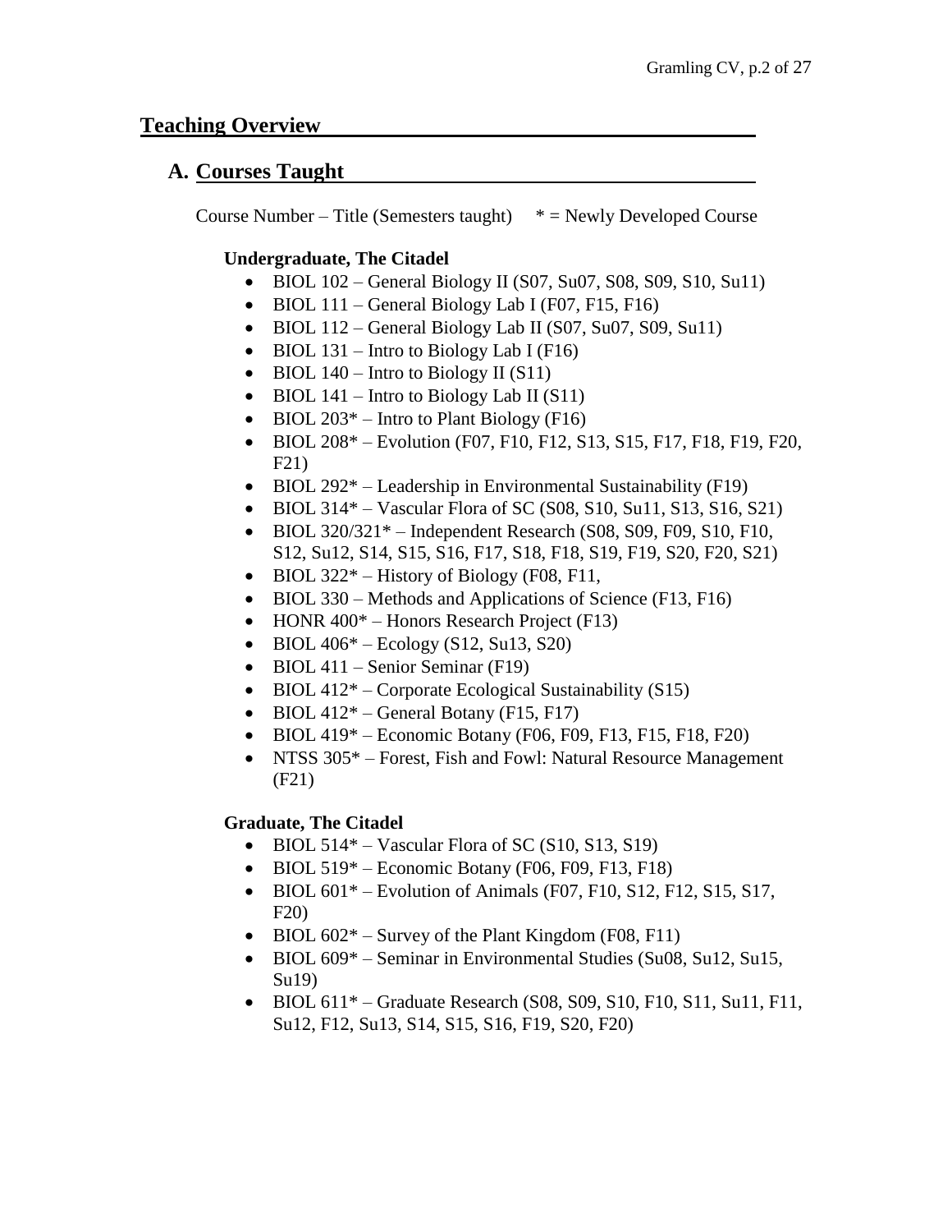## Teaching Overview

### A. Courses Taught

Course Number – Title (Semesters taught) * = Newly Developed Course

**Undergraduate, The Citadel**

- BIOL 102 – General Biology II (S07, Su07, S08, S09, S10, Su11)
- BIOL 111 – General Biology Lab I (F07, F15, F16)
- BIOL 112 – General Biology Lab II (S07, Su07, S09, Su11)
- BIOL 131 – Intro to Biology Lab I (F16)
- BIOL 140 – Intro to Biology II (S11)
- BIOL 141 – Intro to Biology Lab II (S11)
- BIOL 203* – Intro to Plant Biology (F16)
- BIOL 208* – Evolution (F07, F10, F12, S13, S15, F17, F18, F19, F20, F21)
- BIOL 292* – Leadership in Environmental Sustainability (F19)
- BIOL 314* – Vascular Flora of SC (S08, S10, Su11, S13, S16, S21)
- BIOL 320/321* – Independent Research (S08, S09, F09, S10, F10, S12, Su12, S14, S15, S16, F17, S18, F18, S19, F19, S20, F20, S21)
- BIOL 322* – History of Biology (F08, F11,
- BIOL 330 – Methods and Applications of Science (F13, F16)
- HONR 400* – Honors Research Project (F13)
- BIOL 406* – Ecology (S12, Su13, S20)
- BIOL 411 – Senior Seminar (F19)
- BIOL 412* – Corporate Ecological Sustainability (S15)
- BIOL 412* – General Botany (F15, F17)
- BIOL 419* – Economic Botany (F06, F09, F13, F15, F18, F20)
- NTSS 305* – Forest, Fish and Fowl: Natural Resource Management (F21)

**Graduate, The Citadel**

- BIOL 514* – Vascular Flora of SC (S10, S13, S19)
- BIOL 519* – Economic Botany (F06, F09, F13, F18)
- BIOL 601* – Evolution of Animals (F07, F10, S12, F12, S15, S17, F20)
- BIOL 602* – Survey of the Plant Kingdom (F08, F11)
- BIOL 609* – Seminar in Environmental Studies (Su08, Su12, Su15, Su19)
- BIOL 611* – Graduate Research (S08, S09, S10, F10, S11, Su11, F11, Su12, F12, Su13, S14, S15, S16, F19, S20, F20)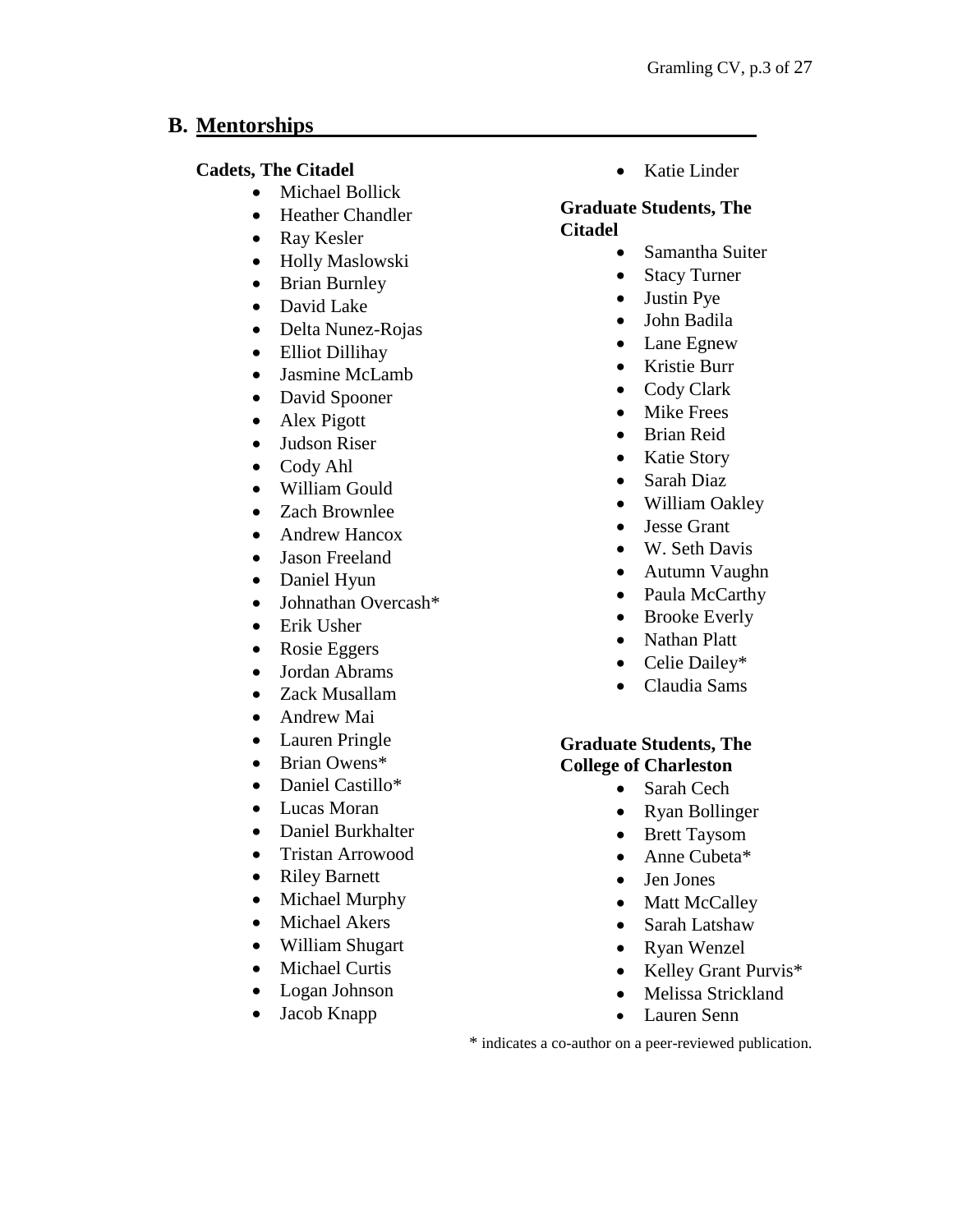## B. Mentorships

**Cadets, The Citadel**

- Michael Bollick
- Heather Chandler
- Ray Kesler
- Holly Maslowski
- Brian Burnley
- David Lake
- Delta Nunez-Rojas
- Elliot Dillihay
- Jasmine McLamb
- David Spooner
- Alex Pigott
- Judson Riser
- Cody Ahl
- William Gould
- Zach Brownlee
- Andrew Hancox
- Jason Freeland
- Daniel Hyun
- Johnathan Overcash*
- Erik Usher
- Rosie Eggers
- Jordan Abrams
- Zack Musallam
- Andrew Mai
- Lauren Pringle
- Brian Owens*
- Daniel Castillo*
- Lucas Moran
- Daniel Burkhalter
- Tristan Arrowood
- Riley Barnett
- Michael Murphy
- Michael Akers
- William Shugart
- Michael Curtis
- Logan Johnson
- Jacob Knapp
- Katie Linder

**Graduate Students, The Citadel**

- Samantha Suiter
- Stacy Turner
- Justin Pye
- John Badila
- Lane Egnew
- Kristie Burr
- Cody Clark
- Mike Frees
- Brian Reid
- Katie Story
- Sarah Diaz
- William Oakley
- Jesse Grant
- W. Seth Davis
- Autumn Vaughn
- Paula McCarthy
- Brooke Everly
- Nathan Platt
- Celie Dailey*
- Claudia Sams

**Graduate Students, The College of Charleston**

- Sarah Cech
- Ryan Bollinger
- Brett Taysom
- Anne Cubeta*
- Jen Jones
- Matt McCalley
- Sarah Latshaw
- Ryan Wenzel
- Kelley Grant Purvis*
- Melissa Strickland
- Lauren Senn

* indicates a co-author on a peer-reviewed publication.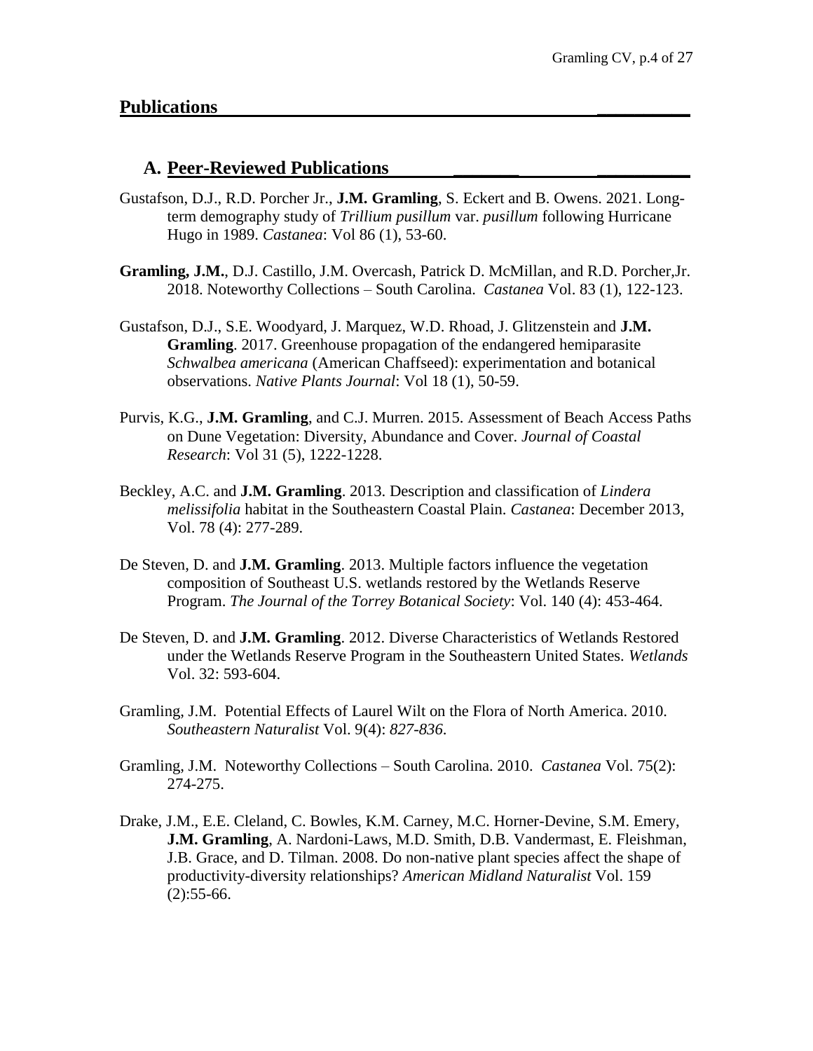## Publications

### A. Peer-Reviewed Publications

Gustafson, D.J., R.D. Porcher Jr., **J.M. Gramling**, S. Eckert and B. Owens. 2021. Long-term demography study of *Trillium pusillum* var. *pusillum* following Hurricane Hugo in 1989. *Castanea*: Vol 86 (1), 53-60.

**Gramling, J.M.**, D.J. Castillo, J.M. Overcash, Patrick D. McMillan, and R.D. Porcher,Jr. 2018. Noteworthy Collections – South Carolina. *Castanea* Vol. 83 (1), 122-123.

Gustafson, D.J., S.E. Woodyard, J. Marquez, W.D. Rhoad, J. Glitzenstein and **J.M. Gramling**. 2017. Greenhouse propagation of the endangered hemiparasite *Schwalbea americana* (American Chaffseed): experimentation and botanical observations. *Native Plants Journal*: Vol 18 (1), 50-59.

Purvis, K.G., **J.M. Gramling**, and C.J. Murren. 2015. Assessment of Beach Access Paths on Dune Vegetation: Diversity, Abundance and Cover. *Journal of Coastal Research*: Vol 31 (5), 1222-1228.

Beckley, A.C. and **J.M. Gramling**. 2013. Description and classification of *Lindera melissifolia* habitat in the Southeastern Coastal Plain. *Castanea*: December 2013, Vol. 78 (4): 277-289.

De Steven, D. and **J.M. Gramling**. 2013. Multiple factors influence the vegetation composition of Southeast U.S. wetlands restored by the Wetlands Reserve Program. *The Journal of the Torrey Botanical Society*: Vol. 140 (4): 453-464.

De Steven, D. and **J.M. Gramling**. 2012. Diverse Characteristics of Wetlands Restored under the Wetlands Reserve Program in the Southeastern United States. *Wetlands* Vol. 32: 593-604.

Gramling, J.M. Potential Effects of Laurel Wilt on the Flora of North America. 2010. *Southeastern Naturalist* Vol. 9(4): *827-836*.

Gramling, J.M. Noteworthy Collections – South Carolina. 2010. *Castanea* Vol. 75(2): 274-275.

Drake, J.M., E.E. Cleland, C. Bowles, K.M. Carney, M.C. Horner-Devine, S.M. Emery, **J.M. Gramling**, A. Nardoni-Laws, M.D. Smith, D.B. Vandermast, E. Fleishman, J.B. Grace, and D. Tilman. 2008. Do non-native plant species affect the shape of productivity-diversity relationships? *American Midland Naturalist* Vol. 159 (2):55-66.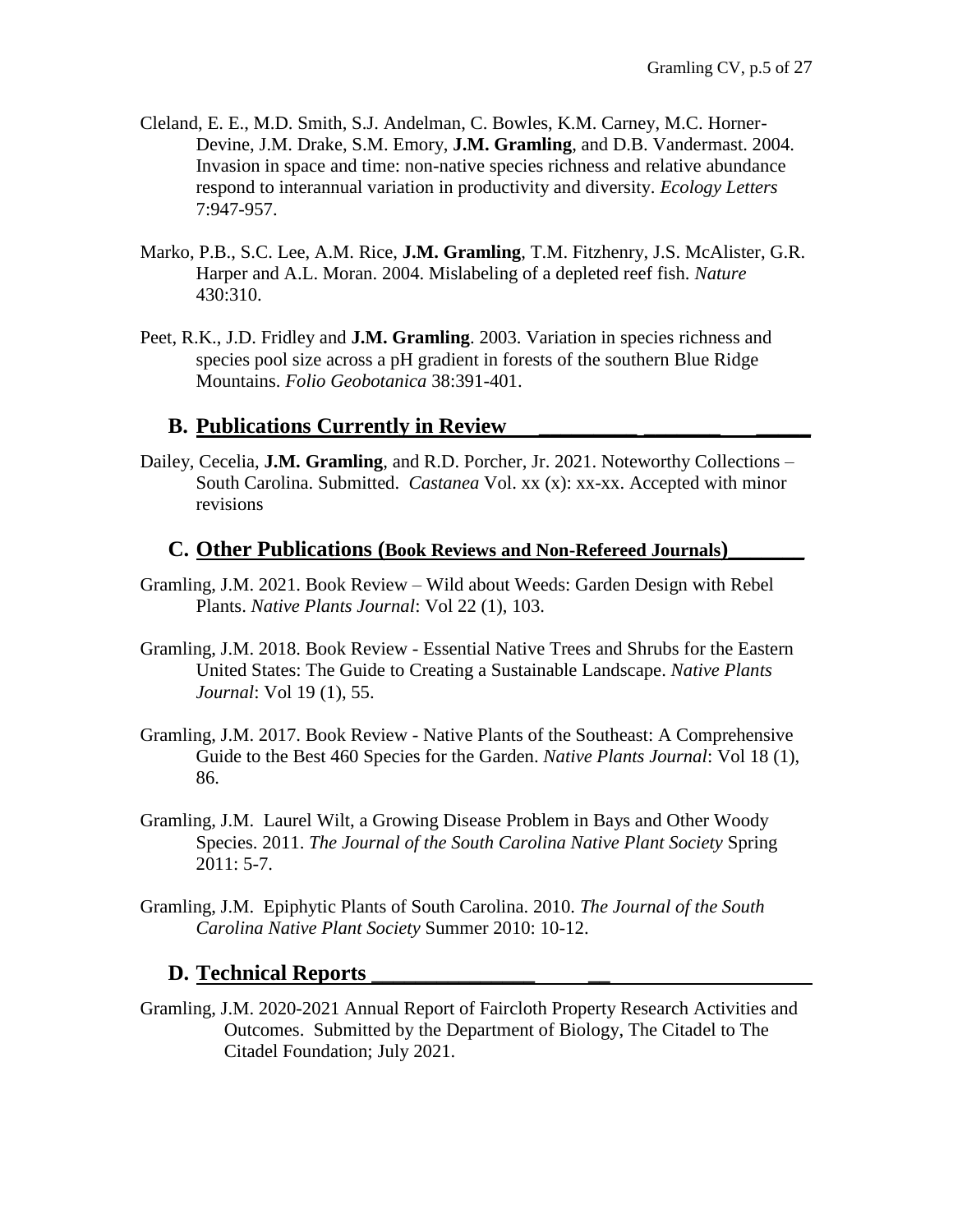Cleland, E. E., M.D. Smith, S.J. Andelman, C. Bowles, K.M. Carney, M.C. Horner-Devine, J.M. Drake, S.M. Emory, **J.M. Gramling**, and D.B. Vandermast. 2004. Invasion in space and time: non-native species richness and relative abundance respond to interannual variation in productivity and diversity. *Ecology Letters* 7:947-957.

Marko, P.B., S.C. Lee, A.M. Rice, **J.M. Gramling**, T.M. Fitzhenry, J.S. McAlister, G.R. Harper and A.L. Moran. 2004. Mislabeling of a depleted reef fish. *Nature* 430:310.

Peet, R.K., J.D. Fridley and **J.M. Gramling**. 2003. Variation in species richness and species pool size across a pH gradient in forests of the southern Blue Ridge Mountains. *Folio Geobotanica* 38:391-401.

## B. Publications Currently in Review

Dailey, Cecelia, **J.M. Gramling**, and R.D. Porcher, Jr. 2021. Noteworthy Collections – South Carolina. Submitted. *Castanea* Vol. xx (x): xx-xx. Accepted with minor revisions

## C. Other Publications (Book Reviews and Non-Refereed Journals)

Gramling, J.M. 2021. Book Review – Wild about Weeds: Garden Design with Rebel Plants. *Native Plants Journal*: Vol 22 (1), 103.

Gramling, J.M. 2018. Book Review - Essential Native Trees and Shrubs for the Eastern United States: The Guide to Creating a Sustainable Landscape. *Native Plants Journal*: Vol 19 (1), 55.

Gramling, J.M. 2017. Book Review - Native Plants of the Southeast: A Comprehensive Guide to the Best 460 Species for the Garden. *Native Plants Journal*: Vol 18 (1), 86.

Gramling, J.M. Laurel Wilt, a Growing Disease Problem in Bays and Other Woody Species. 2011. *The Journal of the South Carolina Native Plant Society* Spring 2011: 5-7.

Gramling, J.M. Epiphytic Plants of South Carolina. 2010. *The Journal of the South Carolina Native Plant Society* Summer 2010: 10-12.

## D. Technical Reports

Gramling, J.M. 2020-2021 Annual Report of Faircloth Property Research Activities and Outcomes. Submitted by the Department of Biology, The Citadel to The Citadel Foundation; July 2021.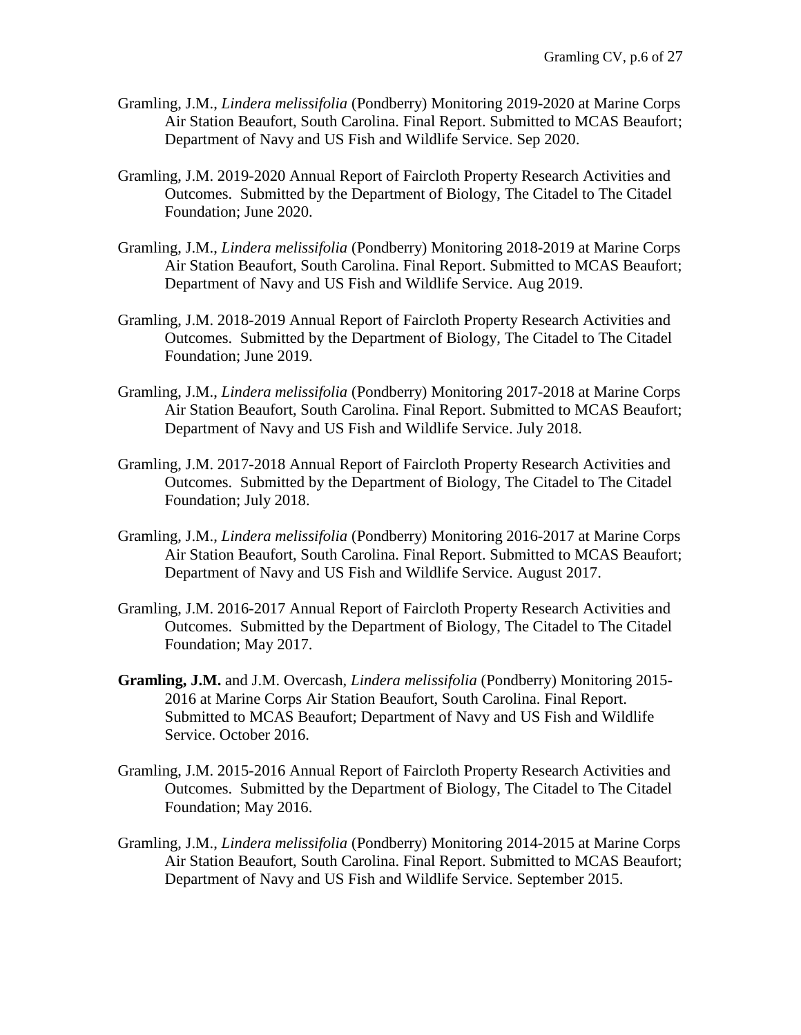Gramling, J.M., *Lindera melissifolia* (Pondberry) Monitoring 2019-2020 at Marine Corps Air Station Beaufort, South Carolina. Final Report. Submitted to MCAS Beaufort; Department of Navy and US Fish and Wildlife Service. Sep 2020.

Gramling, J.M. 2019-2020 Annual Report of Faircloth Property Research Activities and Outcomes. Submitted by the Department of Biology, The Citadel to The Citadel Foundation; June 2020.

Gramling, J.M., *Lindera melissifolia* (Pondberry) Monitoring 2018-2019 at Marine Corps Air Station Beaufort, South Carolina. Final Report. Submitted to MCAS Beaufort; Department of Navy and US Fish and Wildlife Service. Aug 2019.

Gramling, J.M. 2018-2019 Annual Report of Faircloth Property Research Activities and Outcomes. Submitted by the Department of Biology, The Citadel to The Citadel Foundation; June 2019.

Gramling, J.M., *Lindera melissifolia* (Pondberry) Monitoring 2017-2018 at Marine Corps Air Station Beaufort, South Carolina. Final Report. Submitted to MCAS Beaufort; Department of Navy and US Fish and Wildlife Service. July 2018.

Gramling, J.M. 2017-2018 Annual Report of Faircloth Property Research Activities and Outcomes. Submitted by the Department of Biology, The Citadel to The Citadel Foundation; July 2018.

Gramling, J.M., *Lindera melissifolia* (Pondberry) Monitoring 2016-2017 at Marine Corps Air Station Beaufort, South Carolina. Final Report. Submitted to MCAS Beaufort; Department of Navy and US Fish and Wildlife Service. August 2017.

Gramling, J.M. 2016-2017 Annual Report of Faircloth Property Research Activities and Outcomes. Submitted by the Department of Biology, The Citadel to The Citadel Foundation; May 2017.

**Gramling, J.M.** and J.M. Overcash, *Lindera melissifolia* (Pondberry) Monitoring 2015-2016 at Marine Corps Air Station Beaufort, South Carolina. Final Report. Submitted to MCAS Beaufort; Department of Navy and US Fish and Wildlife Service. October 2016.

Gramling, J.M. 2015-2016 Annual Report of Faircloth Property Research Activities and Outcomes. Submitted by the Department of Biology, The Citadel to The Citadel Foundation; May 2016.

Gramling, J.M., *Lindera melissifolia* (Pondberry) Monitoring 2014-2015 at Marine Corps Air Station Beaufort, South Carolina. Final Report. Submitted to MCAS Beaufort; Department of Navy and US Fish and Wildlife Service. September 2015.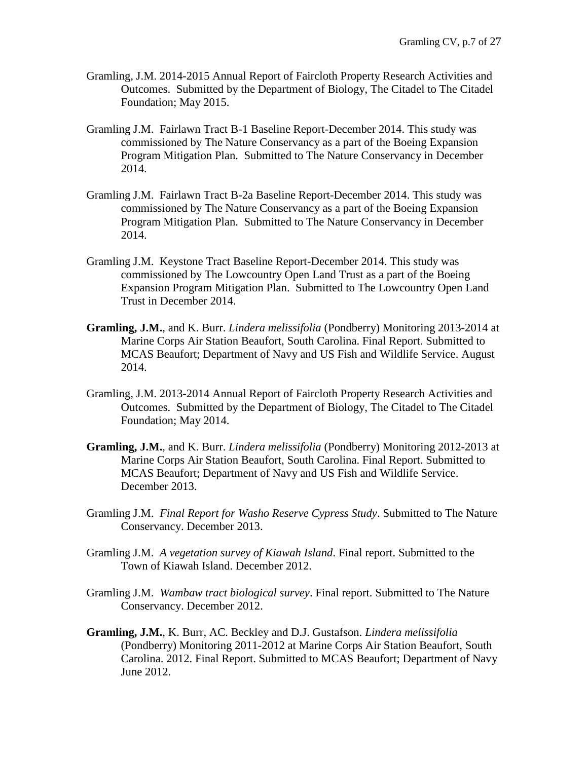Gramling, J.M. 2014-2015 Annual Report of Faircloth Property Research Activities and Outcomes. Submitted by the Department of Biology, The Citadel to The Citadel Foundation; May 2015.

Gramling J.M. Fairlawn Tract B-1 Baseline Report-December 2014. This study was commissioned by The Nature Conservancy as a part of the Boeing Expansion Program Mitigation Plan. Submitted to The Nature Conservancy in December 2014.

Gramling J.M. Fairlawn Tract B-2a Baseline Report-December 2014. This study was commissioned by The Nature Conservancy as a part of the Boeing Expansion Program Mitigation Plan. Submitted to The Nature Conservancy in December 2014.

Gramling J.M. Keystone Tract Baseline Report-December 2014. This study was commissioned by The Lowcountry Open Land Trust as a part of the Boeing Expansion Program Mitigation Plan. Submitted to The Lowcountry Open Land Trust in December 2014.

**Gramling, J.M.**, and K. Burr. *Lindera melissifolia* (Pondberry) Monitoring 2013-2014 at Marine Corps Air Station Beaufort, South Carolina. Final Report. Submitted to MCAS Beaufort; Department of Navy and US Fish and Wildlife Service. August 2014.

Gramling, J.M. 2013-2014 Annual Report of Faircloth Property Research Activities and Outcomes. Submitted by the Department of Biology, The Citadel to The Citadel Foundation; May 2014.

**Gramling, J.M.**, and K. Burr. *Lindera melissifolia* (Pondberry) Monitoring 2012-2013 at Marine Corps Air Station Beaufort, South Carolina. Final Report. Submitted to MCAS Beaufort; Department of Navy and US Fish and Wildlife Service. December 2013.

Gramling J.M. *Final Report for Washo Reserve Cypress Study*. Submitted to The Nature Conservancy. December 2013.

Gramling J.M. *A vegetation survey of Kiawah Island*. Final report. Submitted to the Town of Kiawah Island. December 2012.

Gramling J.M. *Wambaw tract biological survey*. Final report. Submitted to The Nature Conservancy. December 2012.

**Gramling, J.M.**, K. Burr, AC. Beckley and D.J. Gustafson. *Lindera melissifolia* (Pondberry) Monitoring 2011-2012 at Marine Corps Air Station Beaufort, South Carolina. 2012. Final Report. Submitted to MCAS Beaufort; Department of Navy June 2012.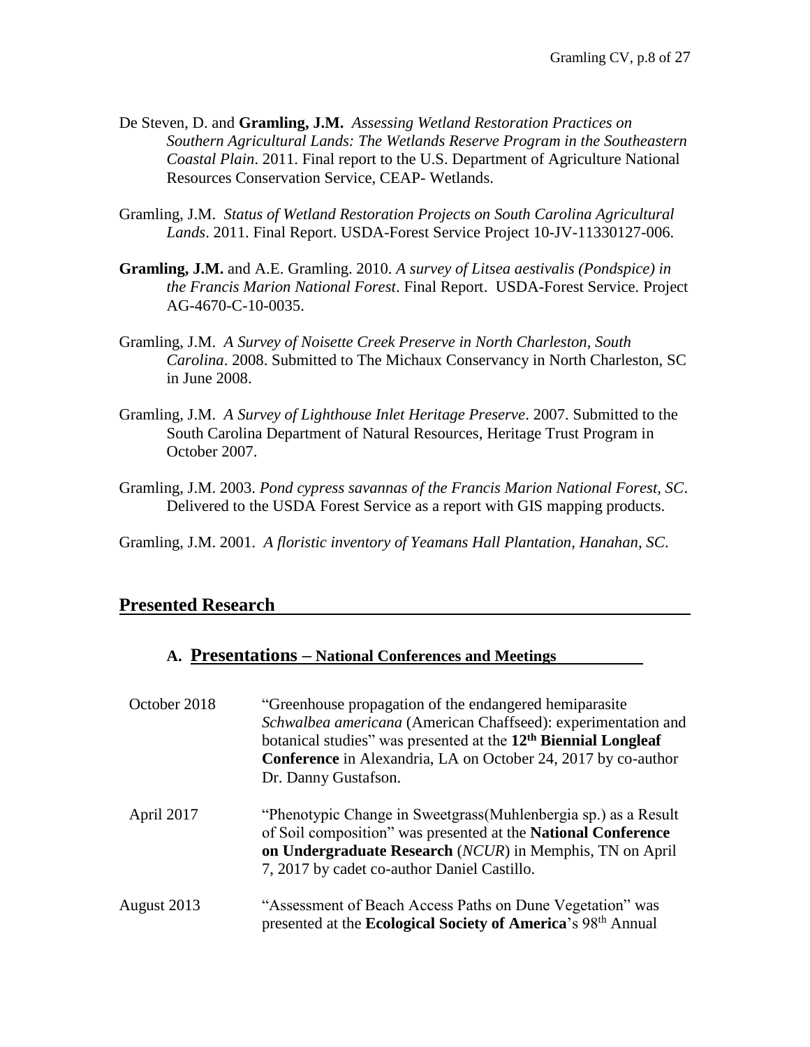De Steven, D. and **Gramling, J.M.** *Assessing Wetland Restoration Practices on Southern Agricultural Lands: The Wetlands Reserve Program in the Southeastern Coastal Plain*. 2011. Final report to the U.S. Department of Agriculture National Resources Conservation Service, CEAP- Wetlands.

Gramling, J.M. *Status of Wetland Restoration Projects on South Carolina Agricultural Lands*. 2011. Final Report. USDA-Forest Service Project 10-JV-11330127-006.

**Gramling, J.M.** and A.E. Gramling. 2010. *A survey of Litsea aestivalis (Pondspice) in the Francis Marion National Forest*. Final Report. USDA-Forest Service. Project AG-4670-C-10-0035.

Gramling, J.M. *A Survey of Noisette Creek Preserve in North Charleston, South Carolina*. 2008. Submitted to The Michaux Conservancy in North Charleston, SC in June 2008.

Gramling, J.M. *A Survey of Lighthouse Inlet Heritage Preserve*. 2007. Submitted to the South Carolina Department of Natural Resources, Heritage Trust Program in October 2007.

Gramling, J.M. 2003. *Pond cypress savannas of the Francis Marion National Forest, SC*. Delivered to the USDA Forest Service as a report with GIS mapping products.

Gramling, J.M. 2001. *A floristic inventory of Yeamans Hall Plantation, Hanahan, SC*.

## Presented Research

### A. Presentations – National Conferences and Meetings

October 2018 — "Greenhouse propagation of the endangered hemiparasite *Schwalbea americana* (American Chaffseed): experimentation and botanical studies" was presented at the **12th Biennial Longleaf Conference** in Alexandria, LA on October 24, 2017 by co-author Dr. Danny Gustafson.

April 2017 — "Phenotypic Change in Sweetgrass(Muhlenbergia sp.) as a Result of Soil composition" was presented at the **National Conference on Undergraduate Research** (*NCUR*) in Memphis, TN on April 7, 2017 by cadet co-author Daniel Castillo.

August 2013 — "Assessment of Beach Access Paths on Dune Vegetation" was presented at the **Ecological Society of America**'s 98th Annual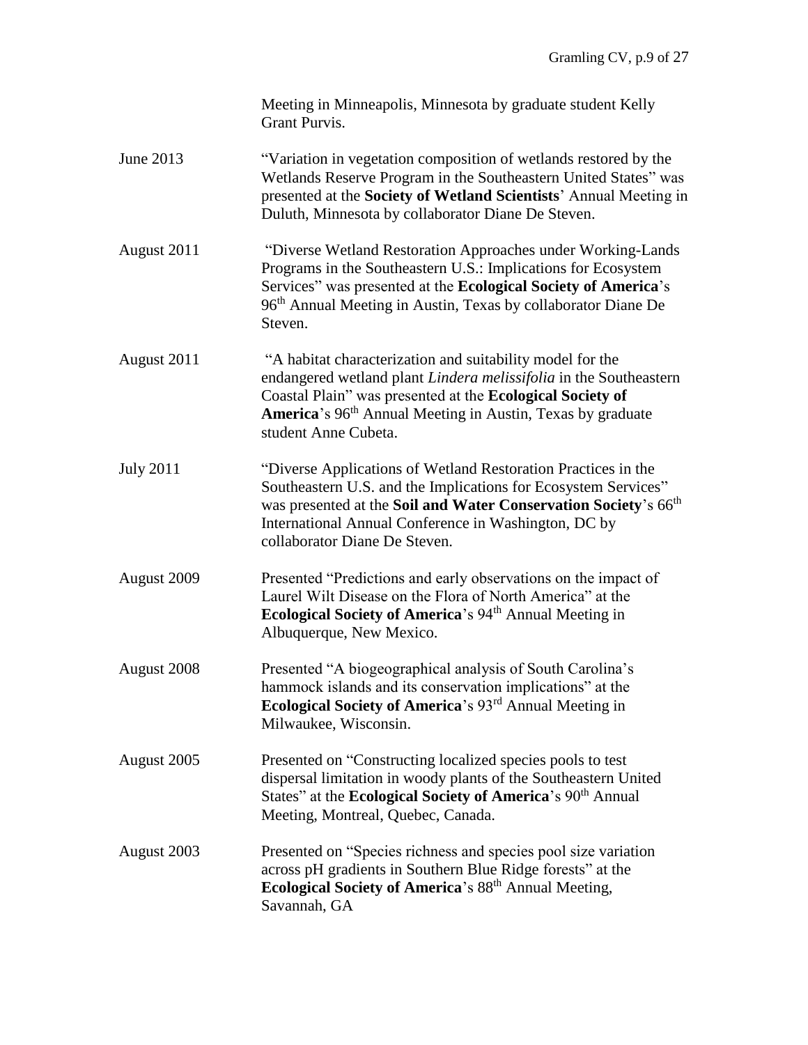Meeting in Minneapolis, Minnesota by graduate student Kelly Grant Purvis.

June 2013 — "Variation in vegetation composition of wetlands restored by the Wetlands Reserve Program in the Southeastern United States" was presented at the **Society of Wetland Scientists**' Annual Meeting in Duluth, Minnesota by collaborator Diane De Steven.

August 2011 — "Diverse Wetland Restoration Approaches under Working-Lands Programs in the Southeastern U.S.: Implications for Ecosystem Services" was presented at the **Ecological Society of America**'s 96th Annual Meeting in Austin, Texas by collaborator Diane De Steven.

August 2011 — "A habitat characterization and suitability model for the endangered wetland plant *Lindera melissifolia* in the Southeastern Coastal Plain" was presented at the **Ecological Society of America**'s 96th Annual Meeting in Austin, Texas by graduate student Anne Cubeta.

July 2011 — "Diverse Applications of Wetland Restoration Practices in the Southeastern U.S. and the Implications for Ecosystem Services" was presented at the **Soil and Water Conservation Society**'s 66th International Annual Conference in Washington, DC by collaborator Diane De Steven.

August 2009 — Presented "Predictions and early observations on the impact of Laurel Wilt Disease on the Flora of North America" at the **Ecological Society of America**'s 94th Annual Meeting in Albuquerque, New Mexico.

August 2008 — Presented "A biogeographical analysis of South Carolina's hammock islands and its conservation implications" at the **Ecological Society of America**'s 93rd Annual Meeting in Milwaukee, Wisconsin.

August 2005 — Presented on "Constructing localized species pools to test dispersal limitation in woody plants of the Southeastern United States" at the **Ecological Society of America**'s 90th Annual Meeting, Montreal, Quebec, Canada.

August 2003 — Presented on "Species richness and species pool size variation across pH gradients in Southern Blue Ridge forests" at the **Ecological Society of America**'s 88th Annual Meeting, Savannah, GA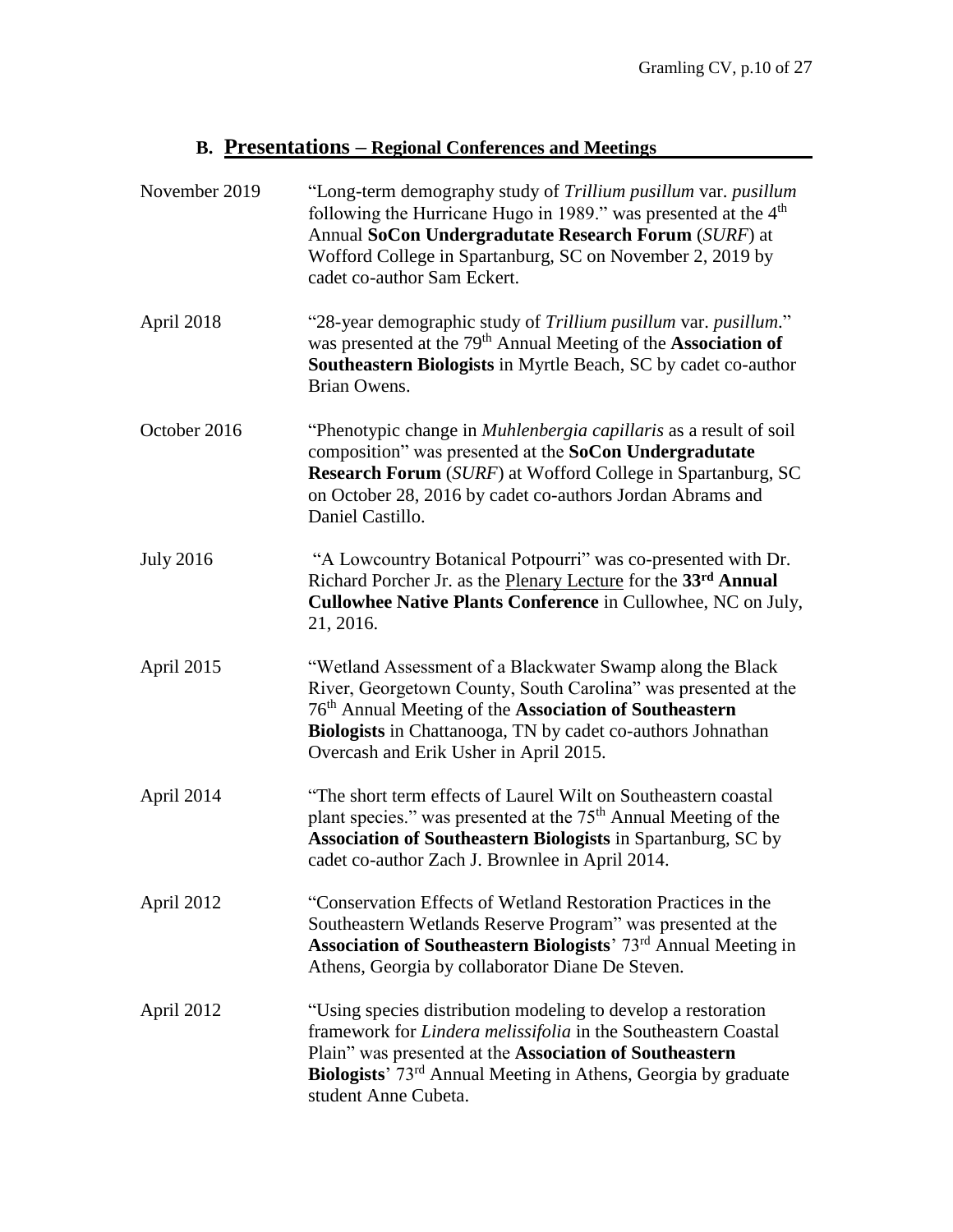## B. Presentations – Regional Conferences and Meetings

| | |
|---|---|
| November 2019 | "Long-term demography study of *Trillium pusillum* var. *pusillum* following the Hurricane Hugo in 1989." was presented at the 4th Annual **SoCon Undergradutate Research Forum** (*SURF*) at Wofford College in Spartanburg, SC on November 2, 2019 by cadet co-author Sam Eckert. |
| April 2018 | "28-year demographic study of *Trillium pusillum* var. *pusillum*." was presented at the 79th Annual Meeting of the **Association of Southeastern Biologists** in Myrtle Beach, SC by cadet co-author Brian Owens. |
| October 2016 | "Phenotypic change in *Muhlenbergia capillaris* as a result of soil composition" was presented at the **SoCon Undergradutate Research Forum** (*SURF*) at Wofford College in Spartanburg, SC on October 28, 2016 by cadet co-authors Jordan Abrams and Daniel Castillo. |
| July 2016 | "A Lowcountry Botanical Potpourri" was co-presented with Dr. Richard Porcher Jr. as the Plenary Lecture for the **33rd Annual Cullowhee Native Plants Conference** in Cullowhee, NC on July, 21, 2016. |
| April 2015 | "Wetland Assessment of a Blackwater Swamp along the Black River, Georgetown County, South Carolina" was presented at the 76th Annual Meeting of the **Association of Southeastern Biologists** in Chattanooga, TN by cadet co-authors Johnathan Overcash and Erik Usher in April 2015. |
| April 2014 | "The short term effects of Laurel Wilt on Southeastern coastal plant species." was presented at the 75th Annual Meeting of the **Association of Southeastern Biologists** in Spartanburg, SC by cadet co-author Zach J. Brownlee in April 2014. |
| April 2012 | "Conservation Effects of Wetland Restoration Practices in the Southeastern Wetlands Reserve Program" was presented at the **Association of Southeastern Biologists**' 73rd Annual Meeting in Athens, Georgia by collaborator Diane De Steven. |
| April 2012 | "Using species distribution modeling to develop a restoration framework for *Lindera melissifolia* in the Southeastern Coastal Plain" was presented at the **Association of Southeastern Biologists**' 73rd Annual Meeting in Athens, Georgia by graduate student Anne Cubeta. |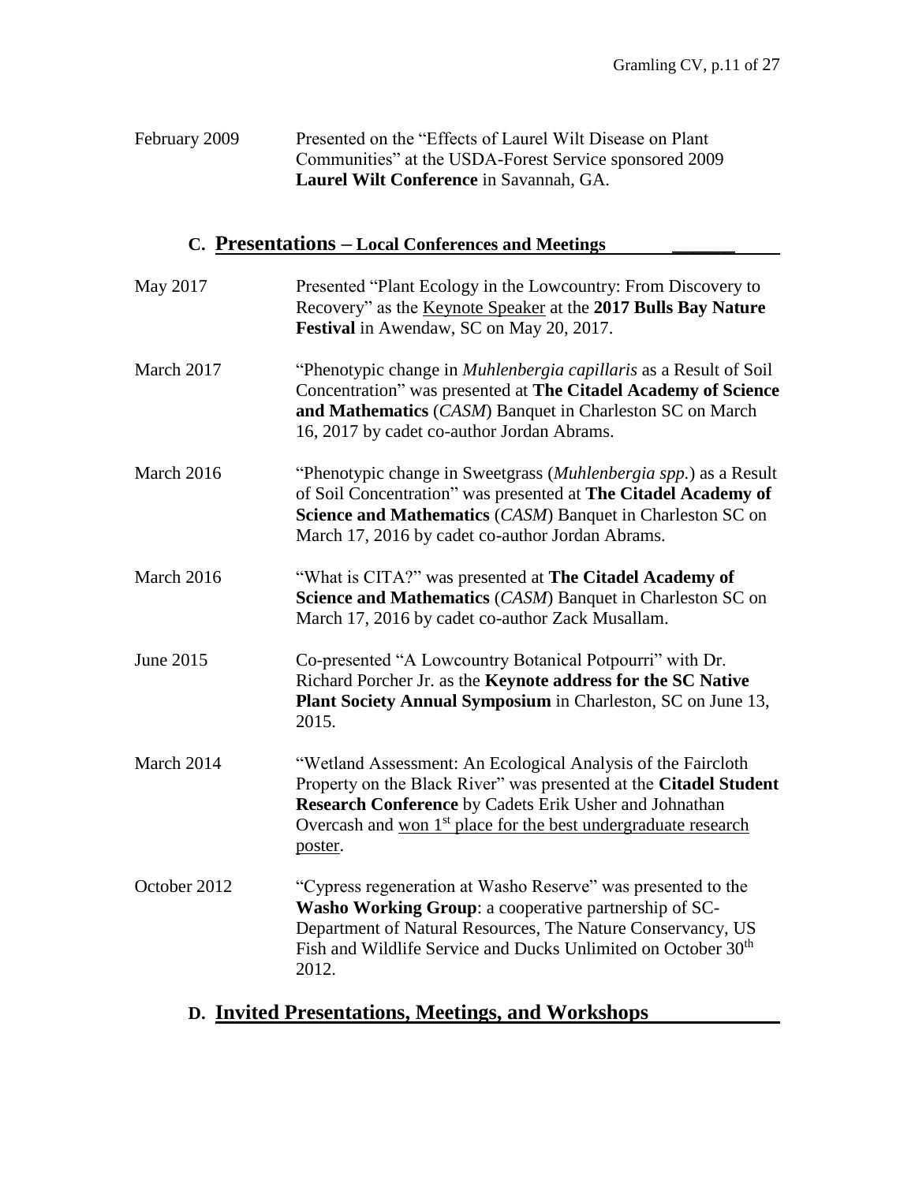February 2009 — Presented on the “Effects of Laurel Wilt Disease on Plant Communities” at the USDA-Forest Service sponsored 2009 **Laurel Wilt Conference** in Savannah, GA.

## C. Presentations – Local Conferences and Meetings

May 2017 — Presented “Plant Ecology in the Lowcountry: From Discovery to Recovery” as the Keynote Speaker at the **2017 Bulls Bay Nature Festival** in Awendaw, SC on May 20, 2017.

March 2017 — “Phenotypic change in *Muhlenbergia capillaris* as a Result of Soil Concentration” was presented at **The Citadel Academy of Science and Mathematics** (*CASM*) Banquet in Charleston SC on March 16, 2017 by cadet co-author Jordan Abrams.

March 2016 — “Phenotypic change in Sweetgrass (*Muhlenbergia spp.*) as a Result of Soil Concentration” was presented at **The Citadel Academy of Science and Mathematics** (*CASM*) Banquet in Charleston SC on March 17, 2016 by cadet co-author Jordan Abrams.

March 2016 — “What is CITA?” was presented at **The Citadel Academy of Science and Mathematics** (*CASM*) Banquet in Charleston SC on March 17, 2016 by cadet co-author Zack Musallam.

June 2015 — Co-presented “A Lowcountry Botanical Potpourri” with Dr. Richard Porcher Jr. as the **Keynote address for the SC Native Plant Society Annual Symposium** in Charleston, SC on June 13, 2015.

March 2014 — “Wetland Assessment: An Ecological Analysis of the Faircloth Property on the Black River” was presented at the **Citadel Student Research Conference** by Cadets Erik Usher and Johnathan Overcash and won 1st place for the best undergraduate research poster.

October 2012 — “Cypress regeneration at Washo Reserve” was presented to the **Washo Working Group**: a cooperative partnership of SC-Department of Natural Resources, The Nature Conservancy, US Fish and Wildlife Service and Ducks Unlimited on October 30th 2012.

## D. Invited Presentations, Meetings, and Workshops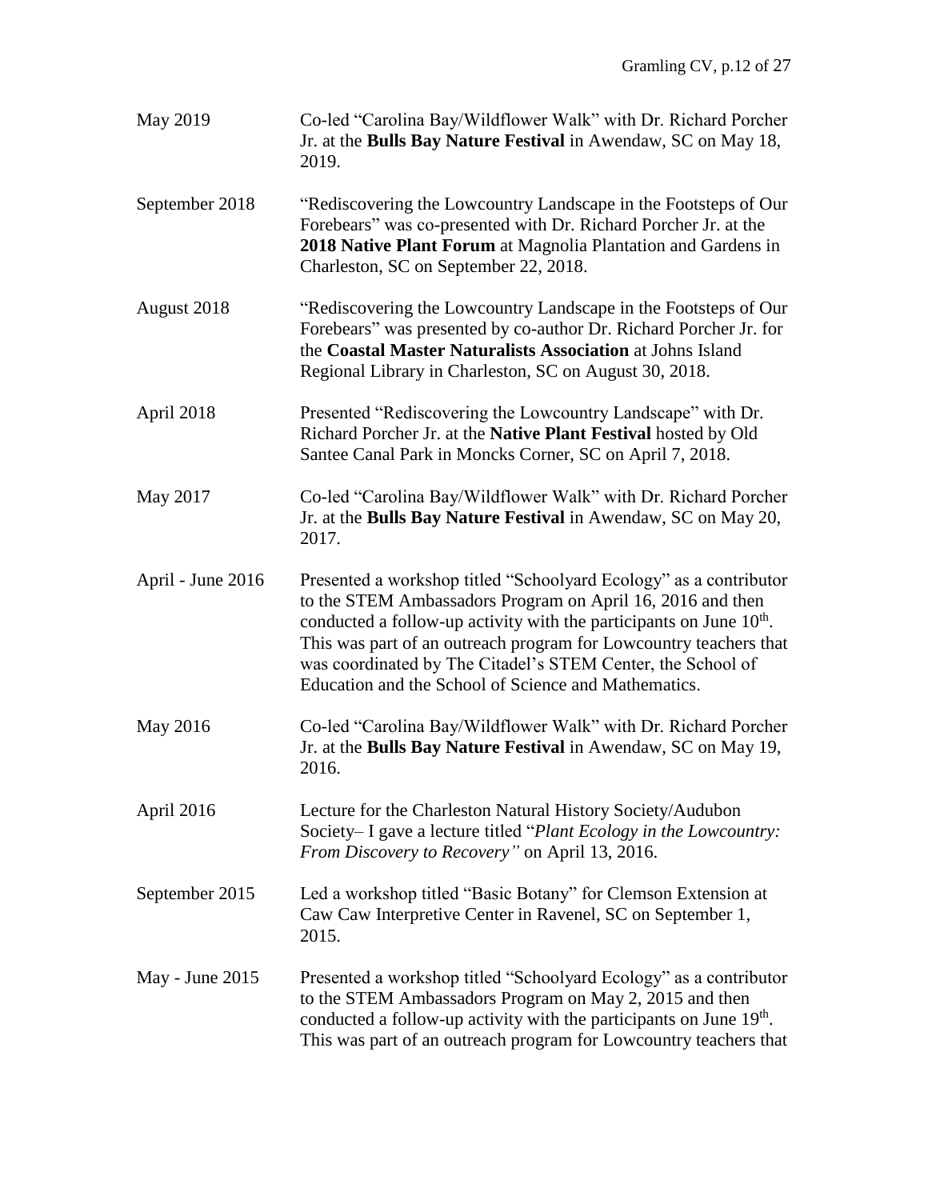May 2019 — Co-led "Carolina Bay/Wildflower Walk" with Dr. Richard Porcher Jr. at the **Bulls Bay Nature Festival** in Awendaw, SC on May 18, 2019.

September 2018 — "Rediscovering the Lowcountry Landscape in the Footsteps of Our Forebears" was co-presented with Dr. Richard Porcher Jr. at the **2018 Native Plant Forum** at Magnolia Plantation and Gardens in Charleston, SC on September 22, 2018.

August 2018 — "Rediscovering the Lowcountry Landscape in the Footsteps of Our Forebears" was presented by co-author Dr. Richard Porcher Jr. for the **Coastal Master Naturalists Association** at Johns Island Regional Library in Charleston, SC on August 30, 2018.

April 2018 — Presented "Rediscovering the Lowcountry Landscape" with Dr. Richard Porcher Jr. at the **Native Plant Festival** hosted by Old Santee Canal Park in Moncks Corner, SC on April 7, 2018.

May 2017 — Co-led "Carolina Bay/Wildflower Walk" with Dr. Richard Porcher Jr. at the **Bulls Bay Nature Festival** in Awendaw, SC on May 20, 2017.

April - June 2016 — Presented a workshop titled "Schoolyard Ecology" as a contributor to the STEM Ambassadors Program on April 16, 2016 and then conducted a follow-up activity with the participants on June 10th. This was part of an outreach program for Lowcountry teachers that was coordinated by The Citadel's STEM Center, the School of Education and the School of Science and Mathematics.

May 2016 — Co-led "Carolina Bay/Wildflower Walk" with Dr. Richard Porcher Jr. at the **Bulls Bay Nature Festival** in Awendaw, SC on May 19, 2016.

April 2016 — Lecture for the Charleston Natural History Society/Audubon Society– I gave a lecture titled "*Plant Ecology in the Lowcountry: From Discovery to Recovery"* on April 13, 2016.

September 2015 — Led a workshop titled "Basic Botany" for Clemson Extension at Caw Caw Interpretive Center in Ravenel, SC on September 1, 2015.

May - June 2015 — Presented a workshop titled "Schoolyard Ecology" as a contributor to the STEM Ambassadors Program on May 2, 2015 and then conducted a follow-up activity with the participants on June 19th. This was part of an outreach program for Lowcountry teachers that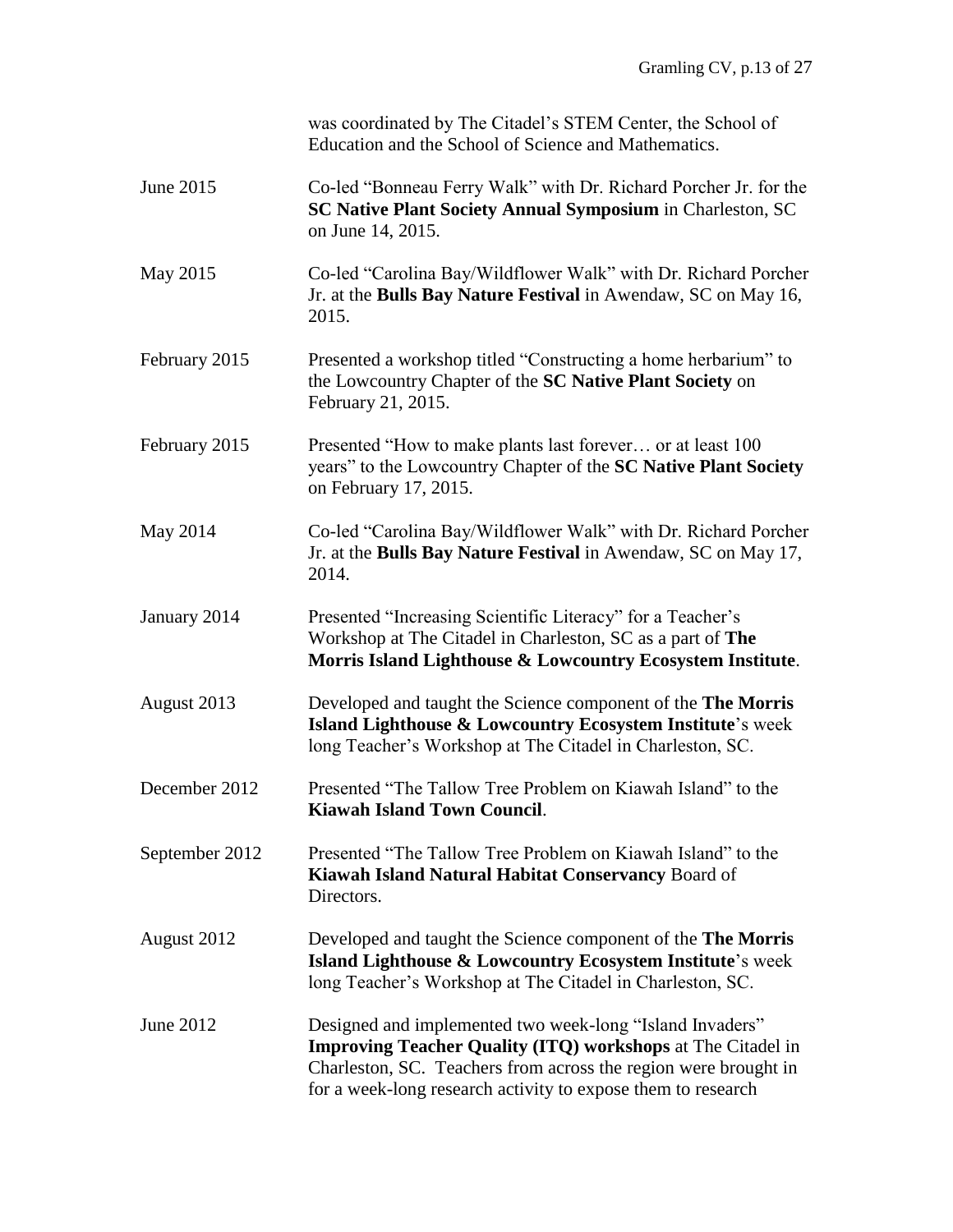was coordinated by The Citadel's STEM Center, the School of Education and the School of Science and Mathematics.

| | |
|---|---|
| June 2015 | Co-led "Bonneau Ferry Walk" with Dr. Richard Porcher Jr. for the **SC Native Plant Society Annual Symposium** in Charleston, SC on June 14, 2015. |
| May 2015 | Co-led "Carolina Bay/Wildflower Walk" with Dr. Richard Porcher Jr. at the **Bulls Bay Nature Festival** in Awendaw, SC on May 16, 2015. |
| February 2015 | Presented a workshop titled "Constructing a home herbarium" to the Lowcountry Chapter of the **SC Native Plant Society** on February 21, 2015. |
| February 2015 | Presented "How to make plants last forever… or at least 100 years" to the Lowcountry Chapter of the **SC Native Plant Society** on February 17, 2015. |
| May 2014 | Co-led "Carolina Bay/Wildflower Walk" with Dr. Richard Porcher Jr. at the **Bulls Bay Nature Festival** in Awendaw, SC on May 17, 2014. |
| January 2014 | Presented "Increasing Scientific Literacy" for a Teacher's Workshop at The Citadel in Charleston, SC as a part of **The Morris Island Lighthouse & Lowcountry Ecosystem Institute**. |
| August 2013 | Developed and taught the Science component of the **The Morris Island Lighthouse & Lowcountry Ecosystem Institute**'s week long Teacher's Workshop at The Citadel in Charleston, SC. |
| December 2012 | Presented "The Tallow Tree Problem on Kiawah Island" to the **Kiawah Island Town Council**. |
| September 2012 | Presented "The Tallow Tree Problem on Kiawah Island" to the **Kiawah Island Natural Habitat Conservancy** Board of Directors. |
| August 2012 | Developed and taught the Science component of the **The Morris Island Lighthouse & Lowcountry Ecosystem Institute**'s week long Teacher's Workshop at The Citadel in Charleston, SC. |
| June 2012 | Designed and implemented two week-long "Island Invaders" **Improving Teacher Quality (ITQ) workshops** at The Citadel in Charleston, SC. Teachers from across the region were brought in for a week-long research activity to expose them to research |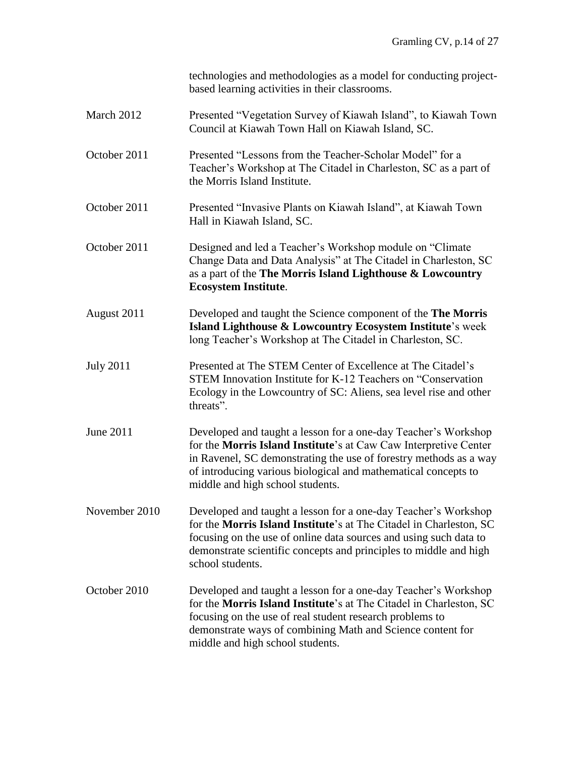technologies and methodologies as a model for conducting project-based learning activities in their classrooms.

| | |
|---|---|
| March 2012 | Presented "Vegetation Survey of Kiawah Island", to Kiawah Town Council at Kiawah Town Hall on Kiawah Island, SC. |
| October 2011 | Presented "Lessons from the Teacher-Scholar Model" for a Teacher's Workshop at The Citadel in Charleston, SC as a part of the Morris Island Institute. |
| October 2011 | Presented "Invasive Plants on Kiawah Island", at Kiawah Town Hall in Kiawah Island, SC. |
| October 2011 | Designed and led a Teacher's Workshop module on "Climate Change Data and Data Analysis" at The Citadel in Charleston, SC as a part of the **The Morris Island Lighthouse & Lowcountry Ecosystem Institute**. |
| August 2011 | Developed and taught the Science component of the **The Morris Island Lighthouse & Lowcountry Ecosystem Institute**'s week long Teacher's Workshop at The Citadel in Charleston, SC. |
| July 2011 | Presented at The STEM Center of Excellence at The Citadel's STEM Innovation Institute for K-12 Teachers on "Conservation Ecology in the Lowcountry of SC: Aliens, sea level rise and other threats". |
| June 2011 | Developed and taught a lesson for a one-day Teacher's Workshop for the **Morris Island Institute**'s at Caw Caw Interpretive Center in Ravenel, SC demonstrating the use of forestry methods as a way of introducing various biological and mathematical concepts to middle and high school students. |
| November 2010 | Developed and taught a lesson for a one-day Teacher's Workshop for the **Morris Island Institute**'s at The Citadel in Charleston, SC focusing on the use of online data sources and using such data to demonstrate scientific concepts and principles to middle and high school students. |
| October 2010 | Developed and taught a lesson for a one-day Teacher's Workshop for the **Morris Island Institute**'s at The Citadel in Charleston, SC focusing on the use of real student research problems to demonstrate ways of combining Math and Science content for middle and high school students. |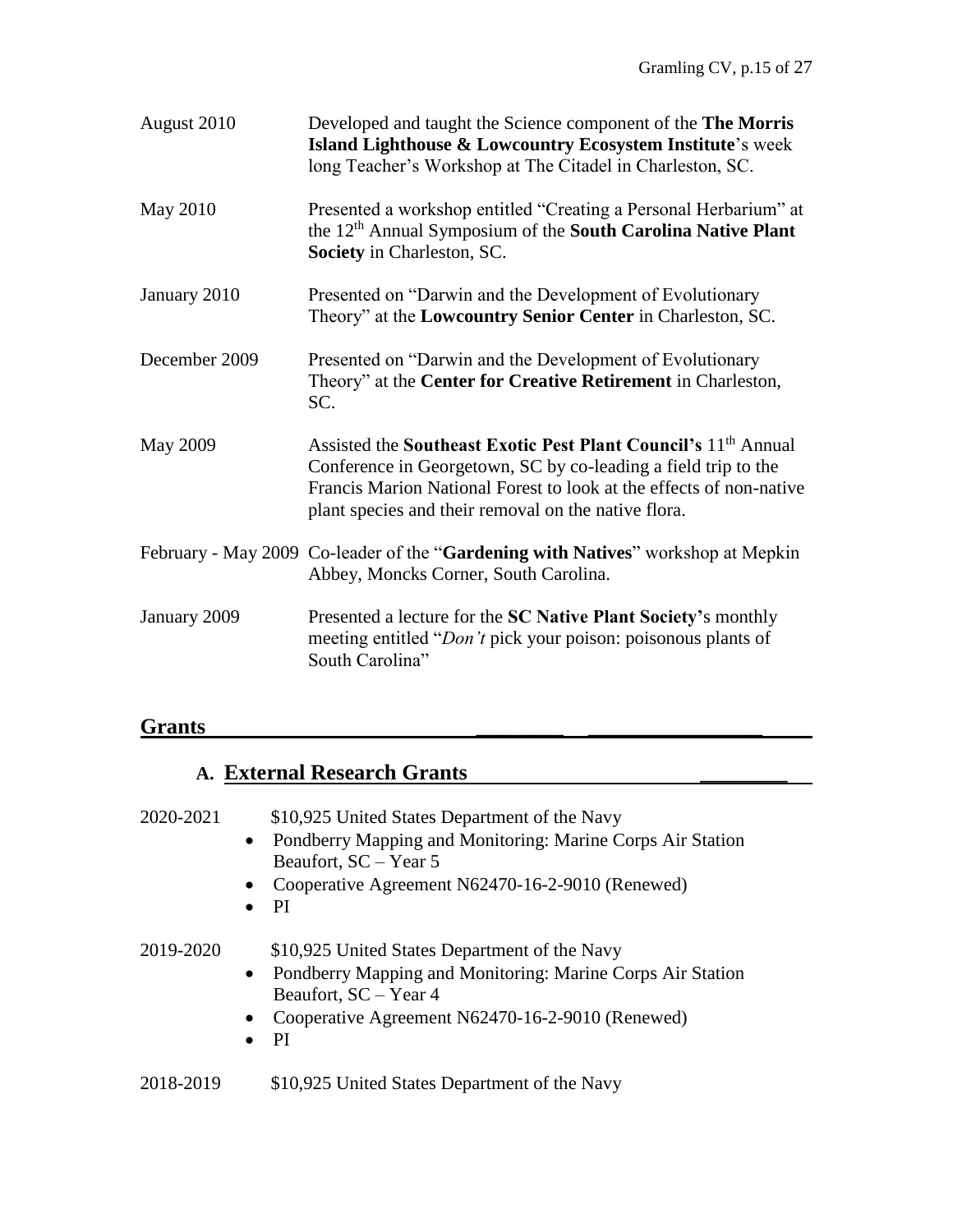August 2010 — Developed and taught the Science component of the **The Morris Island Lighthouse & Lowcountry Ecosystem Institute**'s week long Teacher's Workshop at The Citadel in Charleston, SC.

May 2010 — Presented a workshop entitled "Creating a Personal Herbarium" at the 12th Annual Symposium of the **South Carolina Native Plant Society** in Charleston, SC.

January 2010 — Presented on "Darwin and the Development of Evolutionary Theory" at the **Lowcountry Senior Center** in Charleston, SC.

December 2009 — Presented on "Darwin and the Development of Evolutionary Theory" at the **Center for Creative Retirement** in Charleston, SC.

May 2009 — Assisted the **Southeast Exotic Pest Plant Council's** 11th Annual Conference in Georgetown, SC by co-leading a field trip to the Francis Marion National Forest to look at the effects of non-native plant species and their removal on the native flora.

February - May 2009 — Co-leader of the "**Gardening with Natives**" workshop at Mepkin Abbey, Moncks Corner, South Carolina.

January 2009 — Presented a lecture for the **SC Native Plant Society'**s monthly meeting entitled "*Don't* pick your poison: poisonous plants of South Carolina"

## Grants

### A. External Research Grants

2020-2021 — $10,925 United States Department of the Navy

- Pondberry Mapping and Monitoring: Marine Corps Air Station Beaufort, SC – Year 5
- Cooperative Agreement N62470-16-2-9010 (Renewed)
- PI

2019-2020 — $10,925 United States Department of the Navy

- Pondberry Mapping and Monitoring: Marine Corps Air Station Beaufort, SC – Year 4
- Cooperative Agreement N62470-16-2-9010 (Renewed)
- PI

2018-2019 — $10,925 United States Department of the Navy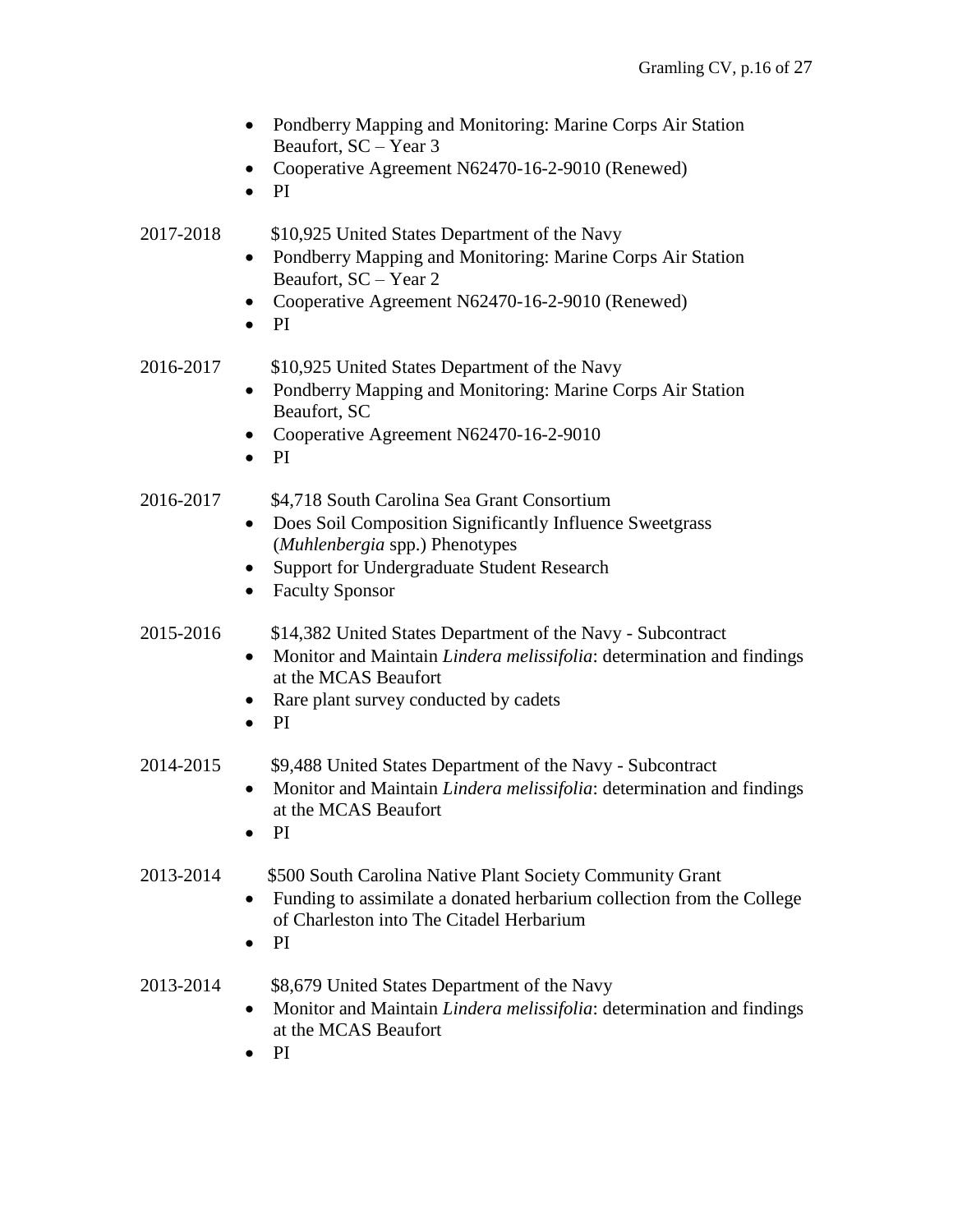- Pondberry Mapping and Monitoring: Marine Corps Air Station Beaufort, SC – Year 3
- Cooperative Agreement N62470-16-2-9010 (Renewed)
- PI

2017-2018 $10,925 United States Department of the Navy

- Pondberry Mapping and Monitoring: Marine Corps Air Station Beaufort, SC – Year 2
- Cooperative Agreement N62470-16-2-9010 (Renewed)
- PI

2016-2017 $10,925 United States Department of the Navy

- Pondberry Mapping and Monitoring: Marine Corps Air Station Beaufort, SC
- Cooperative Agreement N62470-16-2-9010
- PI

2016-2017 $4,718 South Carolina Sea Grant Consortium

- Does Soil Composition Significantly Influence Sweetgrass (*Muhlenbergia* spp.) Phenotypes
- Support for Undergraduate Student Research
- Faculty Sponsor

2015-2016 $14,382 United States Department of the Navy - Subcontract

- Monitor and Maintain *Lindera melissifolia*: determination and findings at the MCAS Beaufort
- Rare plant survey conducted by cadets
- PI

2014-2015 $9,488 United States Department of the Navy - Subcontract

- Monitor and Maintain *Lindera melissifolia*: determination and findings at the MCAS Beaufort
- PI

2013-2014 $500 South Carolina Native Plant Society Community Grant

- Funding to assimilate a donated herbarium collection from the College of Charleston into The Citadel Herbarium
- PI

2013-2014 $8,679 United States Department of the Navy

- Monitor and Maintain *Lindera melissifolia*: determination and findings at the MCAS Beaufort
- PI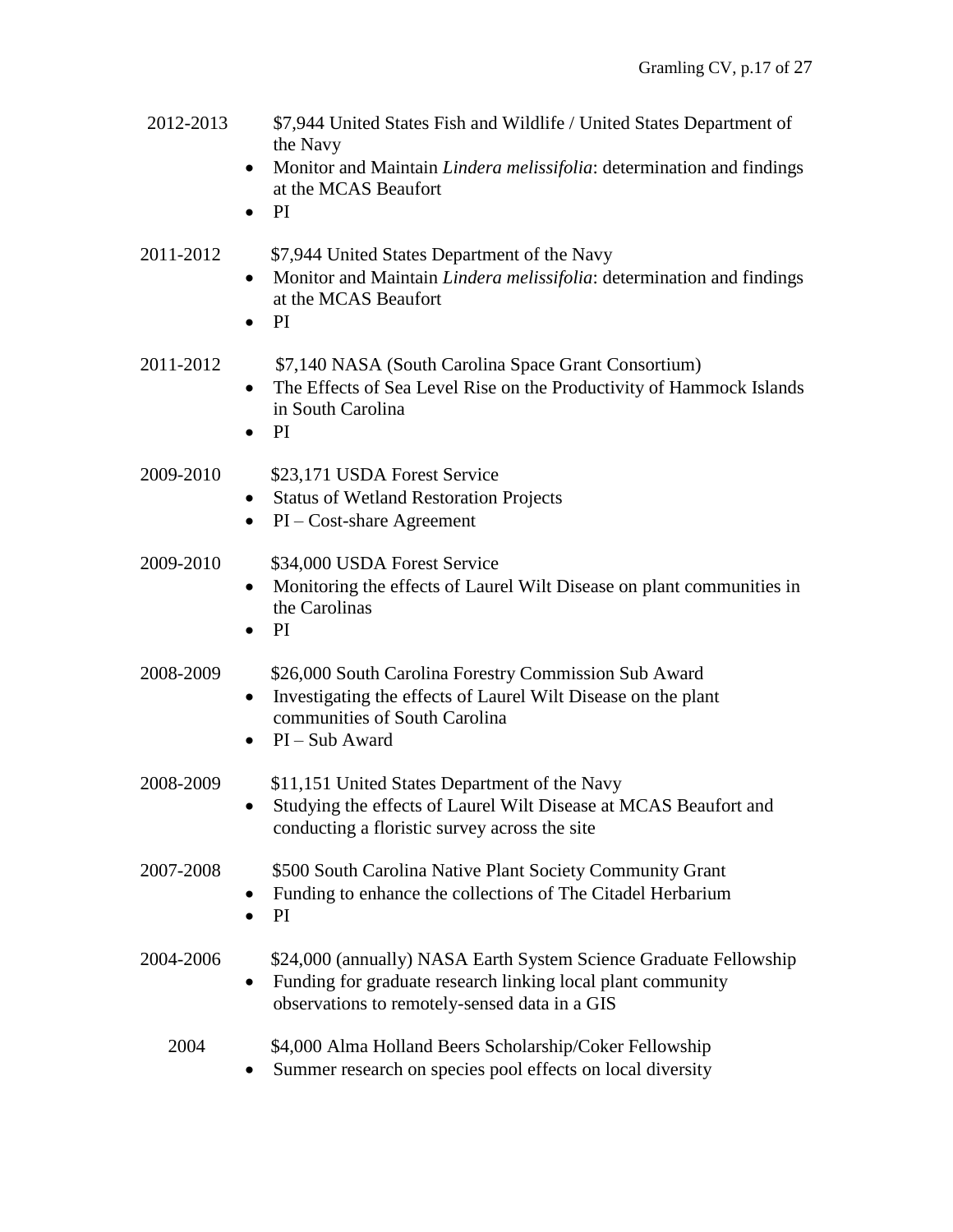2012-2013 $7,944 United States Fish and Wildlife / United States Department of the Navy

- Monitor and Maintain *Lindera melissifolia*: determination and findings at the MCAS Beaufort
- PI

2011-2012 $7,944 United States Department of the Navy

- Monitor and Maintain *Lindera melissifolia*: determination and findings at the MCAS Beaufort
- PI

2011-2012 $7,140 NASA (South Carolina Space Grant Consortium)

- The Effects of Sea Level Rise on the Productivity of Hammock Islands in South Carolina
- PI

2009-2010 $23,171 USDA Forest Service

- Status of Wetland Restoration Projects
- PI – Cost-share Agreement

2009-2010 $34,000 USDA Forest Service

- Monitoring the effects of Laurel Wilt Disease on plant communities in the Carolinas
- PI

2008-2009 $26,000 South Carolina Forestry Commission Sub Award

- Investigating the effects of Laurel Wilt Disease on the plant communities of South Carolina
- PI – Sub Award

2008-2009 $11,151 United States Department of the Navy

- Studying the effects of Laurel Wilt Disease at MCAS Beaufort and conducting a floristic survey across the site

2007-2008 $500 South Carolina Native Plant Society Community Grant

- Funding to enhance the collections of The Citadel Herbarium
- PI

2004-2006 $24,000 (annually) NASA Earth System Science Graduate Fellowship

- Funding for graduate research linking local plant community observations to remotely-sensed data in a GIS

2004 $4,000 Alma Holland Beers Scholarship/Coker Fellowship

- Summer research on species pool effects on local diversity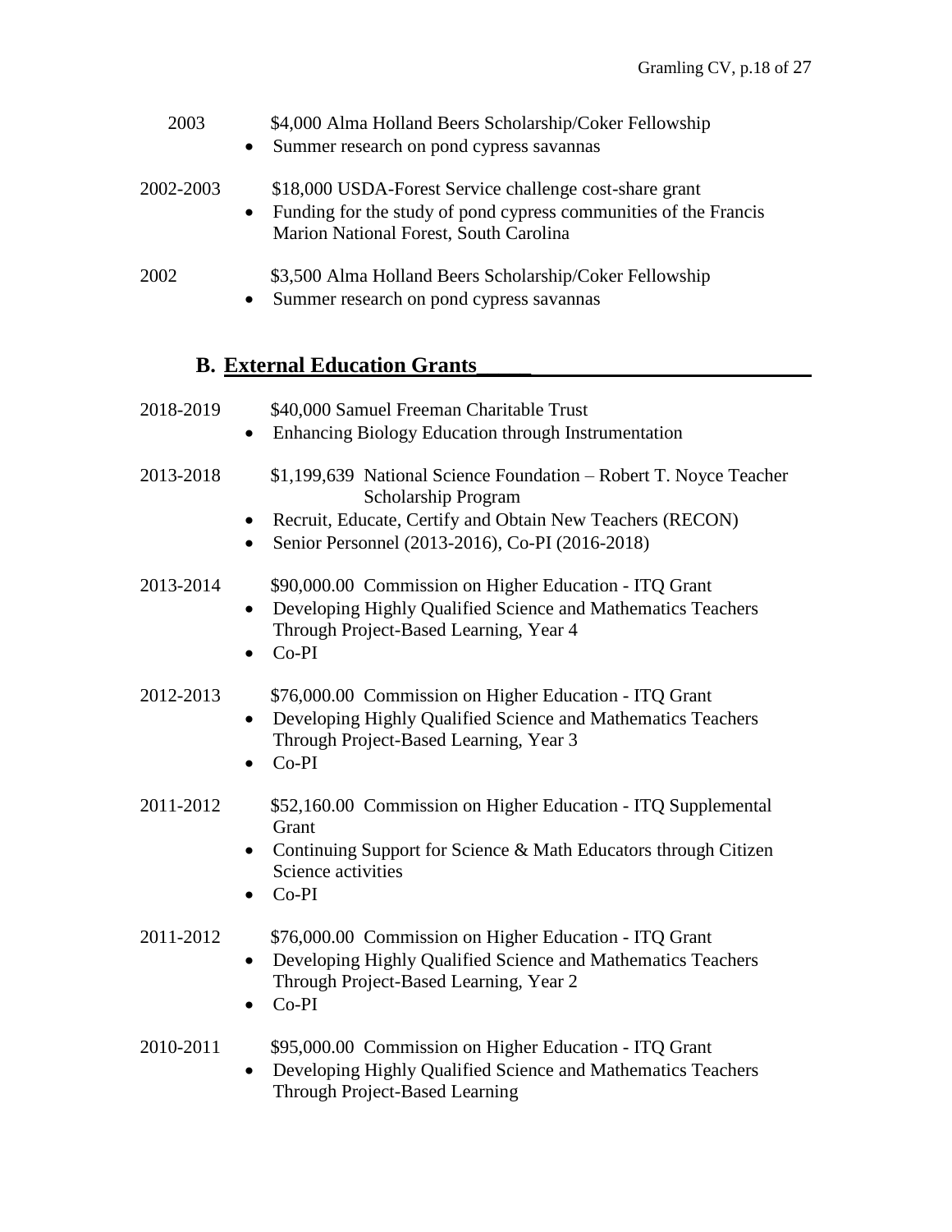2003 $4,000 Alma Holland Beers Scholarship/Coker Fellowship

- Summer research on pond cypress savannas

2002-2003 $18,000 USDA-Forest Service challenge cost-share grant

- Funding for the study of pond cypress communities of the Francis Marion National Forest, South Carolina

2002 $3,500 Alma Holland Beers Scholarship/Coker Fellowship

- Summer research on pond cypress savannas

## B. External Education Grants

2018-2019 $40,000 Samuel Freeman Charitable Trust

- Enhancing Biology Education through Instrumentation

2013-2018 $1,199,639 National Science Foundation – Robert T. Noyce Teacher Scholarship Program

- Recruit, Educate, Certify and Obtain New Teachers (RECON)
- Senior Personnel (2013-2016), Co-PI (2016-2018)

2013-2014 $90,000.00 Commission on Higher Education - ITQ Grant

- Developing Highly Qualified Science and Mathematics Teachers Through Project-Based Learning, Year 4
- Co-PI

2012-2013 $76,000.00 Commission on Higher Education - ITQ Grant

- Developing Highly Qualified Science and Mathematics Teachers Through Project-Based Learning, Year 3
- Co-PI

2011-2012 $52,160.00 Commission on Higher Education - ITQ Supplemental Grant

- Continuing Support for Science & Math Educators through Citizen Science activities
- Co-PI

2011-2012 $76,000.00 Commission on Higher Education - ITQ Grant

- Developing Highly Qualified Science and Mathematics Teachers Through Project-Based Learning, Year 2
- Co-PI

2010-2011 $95,000.00 Commission on Higher Education - ITQ Grant

- Developing Highly Qualified Science and Mathematics Teachers Through Project-Based Learning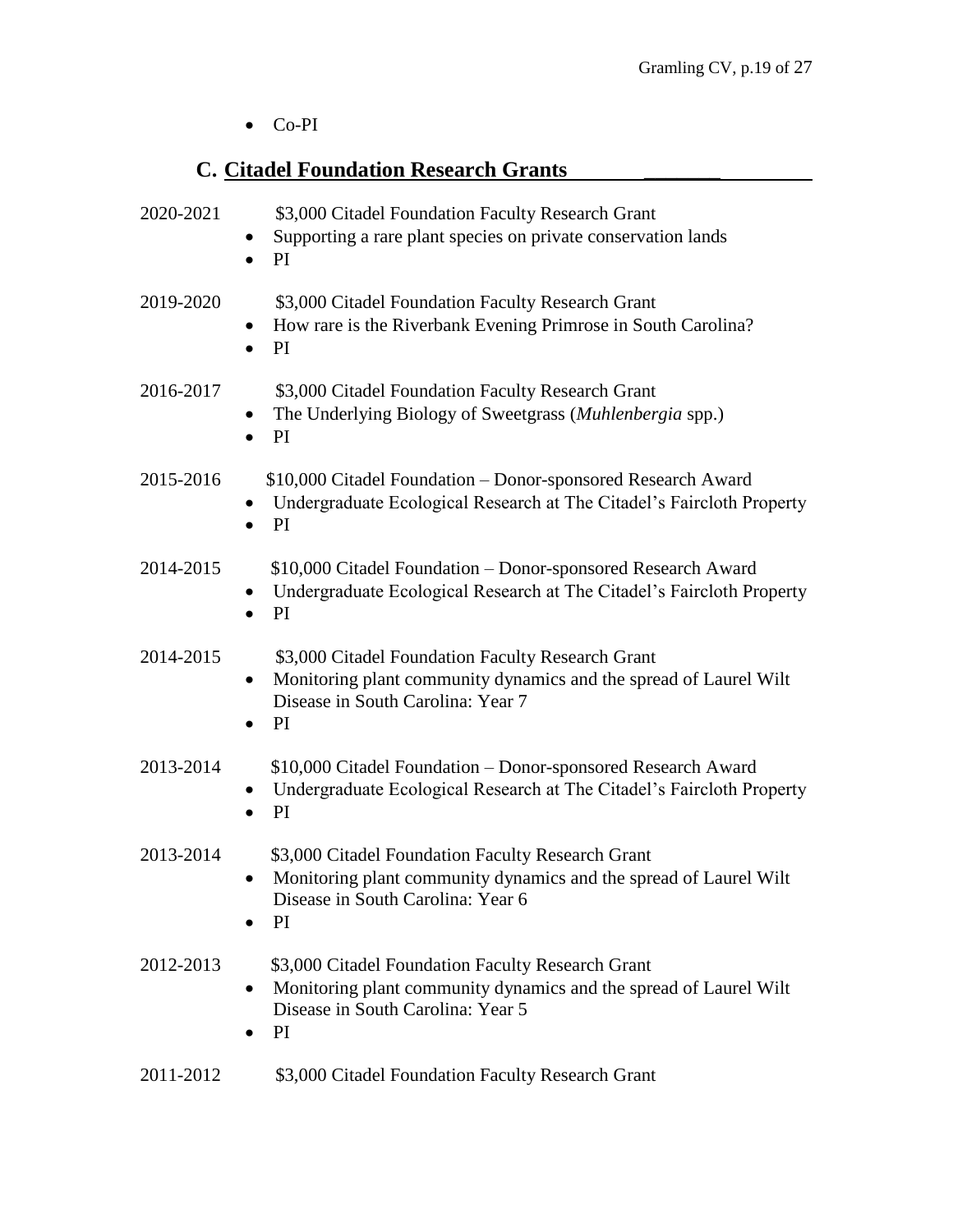- Co-PI

## C. Citadel Foundation Research Grants

2020-2021 $3,000 Citadel Foundation Faculty Research Grant

- Supporting a rare plant species on private conservation lands
- PI

2019-2020 $3,000 Citadel Foundation Faculty Research Grant

- How rare is the Riverbank Evening Primrose in South Carolina?
- PI

2016-2017 $3,000 Citadel Foundation Faculty Research Grant

- The Underlying Biology of Sweetgrass (*Muhlenbergia* spp.)
- PI

2015-2016 $10,000 Citadel Foundation – Donor-sponsored Research Award

- Undergraduate Ecological Research at The Citadel's Faircloth Property
- PI

2014-2015 $10,000 Citadel Foundation – Donor-sponsored Research Award

- Undergraduate Ecological Research at The Citadel's Faircloth Property
- PI

2014-2015 $3,000 Citadel Foundation Faculty Research Grant

- Monitoring plant community dynamics and the spread of Laurel Wilt Disease in South Carolina: Year 7
- PI

2013-2014 $10,000 Citadel Foundation – Donor-sponsored Research Award

- Undergraduate Ecological Research at The Citadel's Faircloth Property
- PI

2013-2014 $3,000 Citadel Foundation Faculty Research Grant

- Monitoring plant community dynamics and the spread of Laurel Wilt Disease in South Carolina: Year 6
- PI

2012-2013 $3,000 Citadel Foundation Faculty Research Grant

- Monitoring plant community dynamics and the spread of Laurel Wilt Disease in South Carolina: Year 5
- PI

2011-2012 $3,000 Citadel Foundation Faculty Research Grant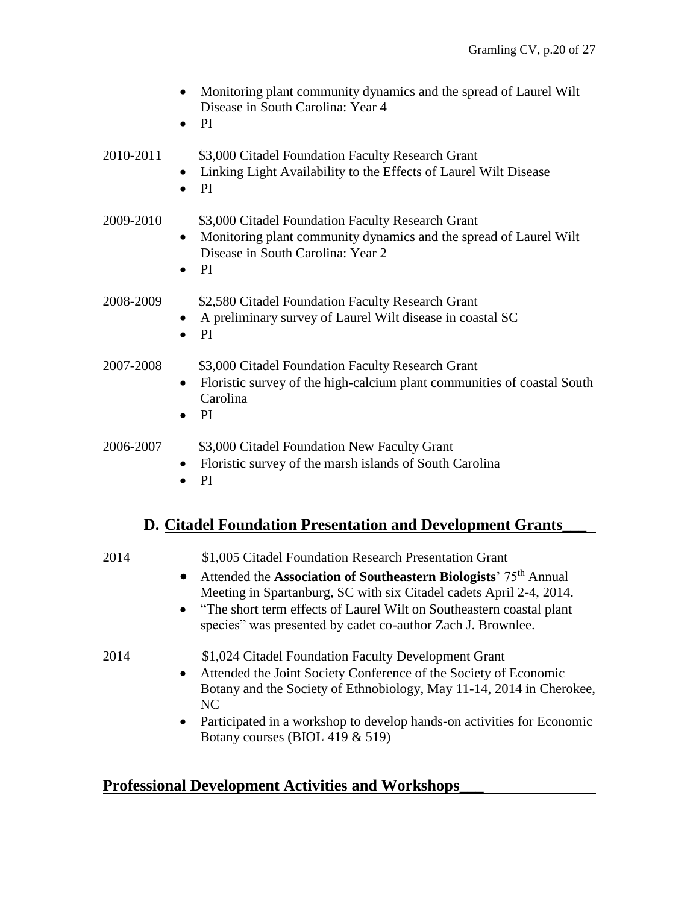- Monitoring plant community dynamics and the spread of Laurel Wilt Disease in South Carolina: Year 4
- PI

2010-2011 $3,000 Citadel Foundation Faculty Research Grant

- Linking Light Availability to the Effects of Laurel Wilt Disease
- PI

2009-2010 $3,000 Citadel Foundation Faculty Research Grant

- Monitoring plant community dynamics and the spread of Laurel Wilt Disease in South Carolina: Year 2
- PI

2008-2009 $2,580 Citadel Foundation Faculty Research Grant

- A preliminary survey of Laurel Wilt disease in coastal SC
- PI

2007-2008 $3,000 Citadel Foundation Faculty Research Grant

- Floristic survey of the high-calcium plant communities of coastal South Carolina
- PI

2006-2007 $3,000 Citadel Foundation New Faculty Grant

- Floristic survey of the marsh islands of South Carolina
- PI

## D. Citadel Foundation Presentation and Development Grants

2014 $1,005 Citadel Foundation Research Presentation Grant

- Attended the **Association of Southeastern Biologists**' 75th Annual Meeting in Spartanburg, SC with six Citadel cadets April 2-4, 2014.
- "The short term effects of Laurel Wilt on Southeastern coastal plant species" was presented by cadet co-author Zach J. Brownlee.

2014 $1,024 Citadel Foundation Faculty Development Grant

- Attended the Joint Society Conference of the Society of Economic Botany and the Society of Ethnobiology, May 11-14, 2014 in Cherokee, NC
- Participated in a workshop to develop hands-on activities for Economic Botany courses (BIOL 419 & 519)

## Professional Development Activities and Workshops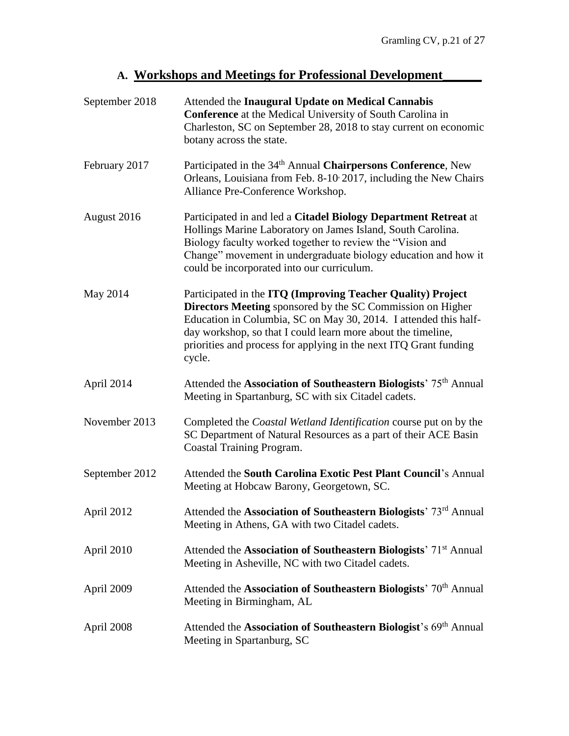## A. Workshops and Meetings for Professional Development

| | |
|---|---|
| September 2018 | Attended the **Inaugural Update on Medical Cannabis Conference** at the Medical University of South Carolina in Charleston, SC on September 28, 2018 to stay current on economic botany across the state. |
| February 2017 | Participated in the 34th Annual **Chairpersons Conference**, New Orleans, Louisiana from Feb. 8-10, 2017, including the New Chairs Alliance Pre-Conference Workshop. |
| August 2016 | Participated in and led a **Citadel Biology Department Retreat** at Hollings Marine Laboratory on James Island, South Carolina. Biology faculty worked together to review the "Vision and Change" movement in undergraduate biology education and how it could be incorporated into our curriculum. |
| May 2014 | Participated in the **ITQ (Improving Teacher Quality) Project Directors Meeting** sponsored by the SC Commission on Higher Education in Columbia, SC on May 30, 2014. I attended this half-day workshop, so that I could learn more about the timeline, priorities and process for applying in the next ITQ Grant funding cycle. |
| April 2014 | Attended the **Association of Southeastern Biologists**' 75th Annual Meeting in Spartanburg, SC with six Citadel cadets. |
| November 2013 | Completed the *Coastal Wetland Identification* course put on by the SC Department of Natural Resources as a part of their ACE Basin Coastal Training Program. |
| September 2012 | Attended the **South Carolina Exotic Pest Plant Council**'s Annual Meeting at Hobcaw Barony, Georgetown, SC. |
| April 2012 | Attended the **Association of Southeastern Biologists**' 73rd Annual Meeting in Athens, GA with two Citadel cadets. |
| April 2010 | Attended the **Association of Southeastern Biologists**' 71st Annual Meeting in Asheville, NC with two Citadel cadets. |
| April 2009 | Attended the **Association of Southeastern Biologists**' 70th Annual Meeting in Birmingham, AL |
| April 2008 | Attended the **Association of Southeastern Biologist**'s 69th Annual Meeting in Spartanburg, SC |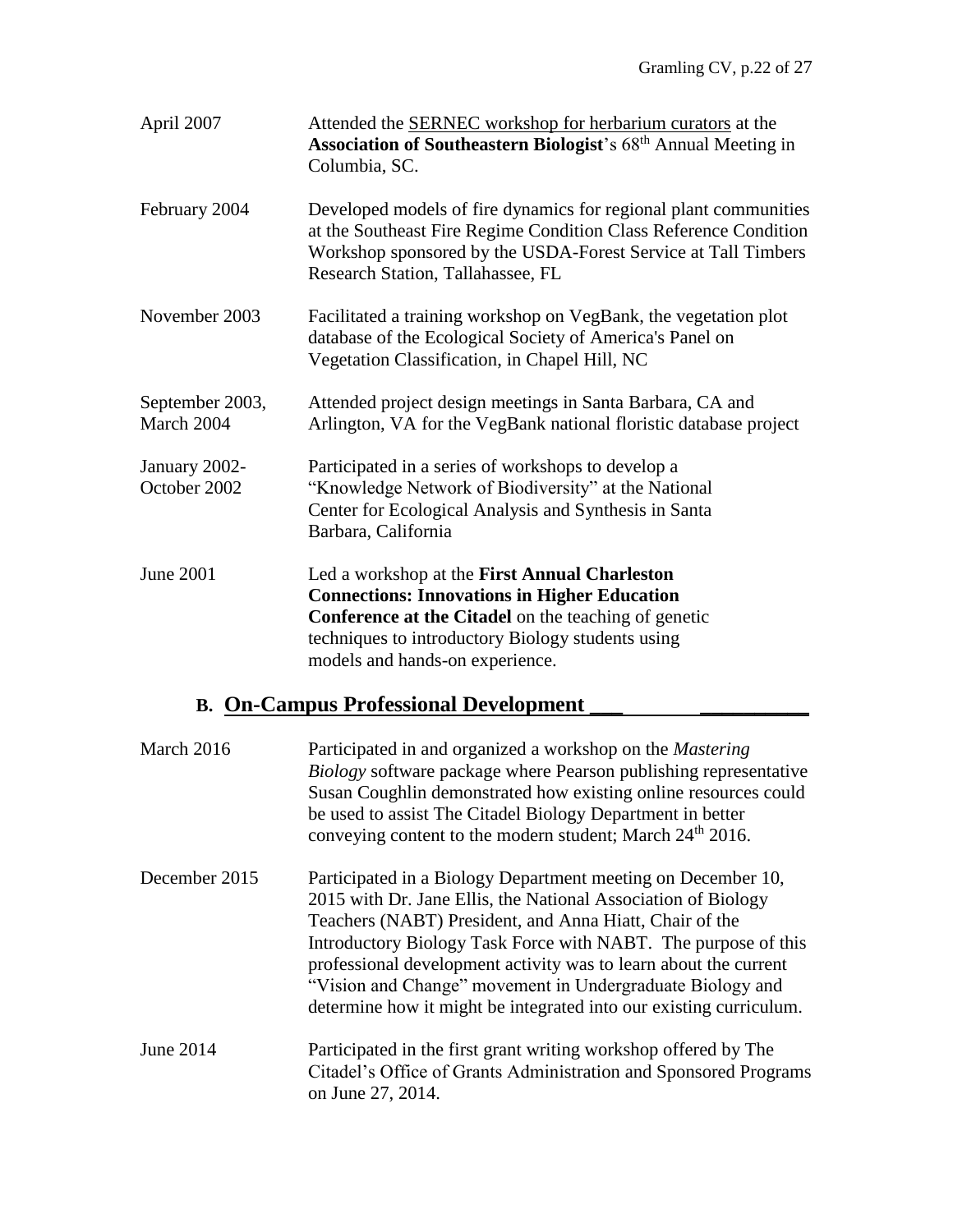April 2007 — Attended the SERNEC workshop for herbarium curators at the **Association of Southeastern Biologist**'s 68th Annual Meeting in Columbia, SC.

February 2004 — Developed models of fire dynamics for regional plant communities at the Southeast Fire Regime Condition Class Reference Condition Workshop sponsored by the USDA-Forest Service at Tall Timbers Research Station, Tallahassee, FL

November 2003 — Facilitated a training workshop on VegBank, the vegetation plot database of the Ecological Society of America's Panel on Vegetation Classification, in Chapel Hill, NC

September 2003, March 2004 — Attended project design meetings in Santa Barbara, CA and Arlington, VA for the VegBank national floristic database project

January 2002- October 2002 — Participated in a series of workshops to develop a "Knowledge Network of Biodiversity" at the National Center for Ecological Analysis and Synthesis in Santa Barbara, California

June 2001 — Led a workshop at the **First Annual Charleston Connections: Innovations in Higher Education Conference at the Citadel** on the teaching of genetic techniques to introductory Biology students using models and hands-on experience.

## B. On-Campus Professional Development

March 2016 — Participated in and organized a workshop on the *Mastering Biology* software package where Pearson publishing representative Susan Coughlin demonstrated how existing online resources could be used to assist The Citadel Biology Department in better conveying content to the modern student; March 24th 2016.

December 2015 — Participated in a Biology Department meeting on December 10, 2015 with Dr. Jane Ellis, the National Association of Biology Teachers (NABT) President, and Anna Hiatt, Chair of the Introductory Biology Task Force with NABT. The purpose of this professional development activity was to learn about the current "Vision and Change" movement in Undergraduate Biology and determine how it might be integrated into our existing curriculum.

June 2014 — Participated in the first grant writing workshop offered by The Citadel's Office of Grants Administration and Sponsored Programs on June 27, 2014.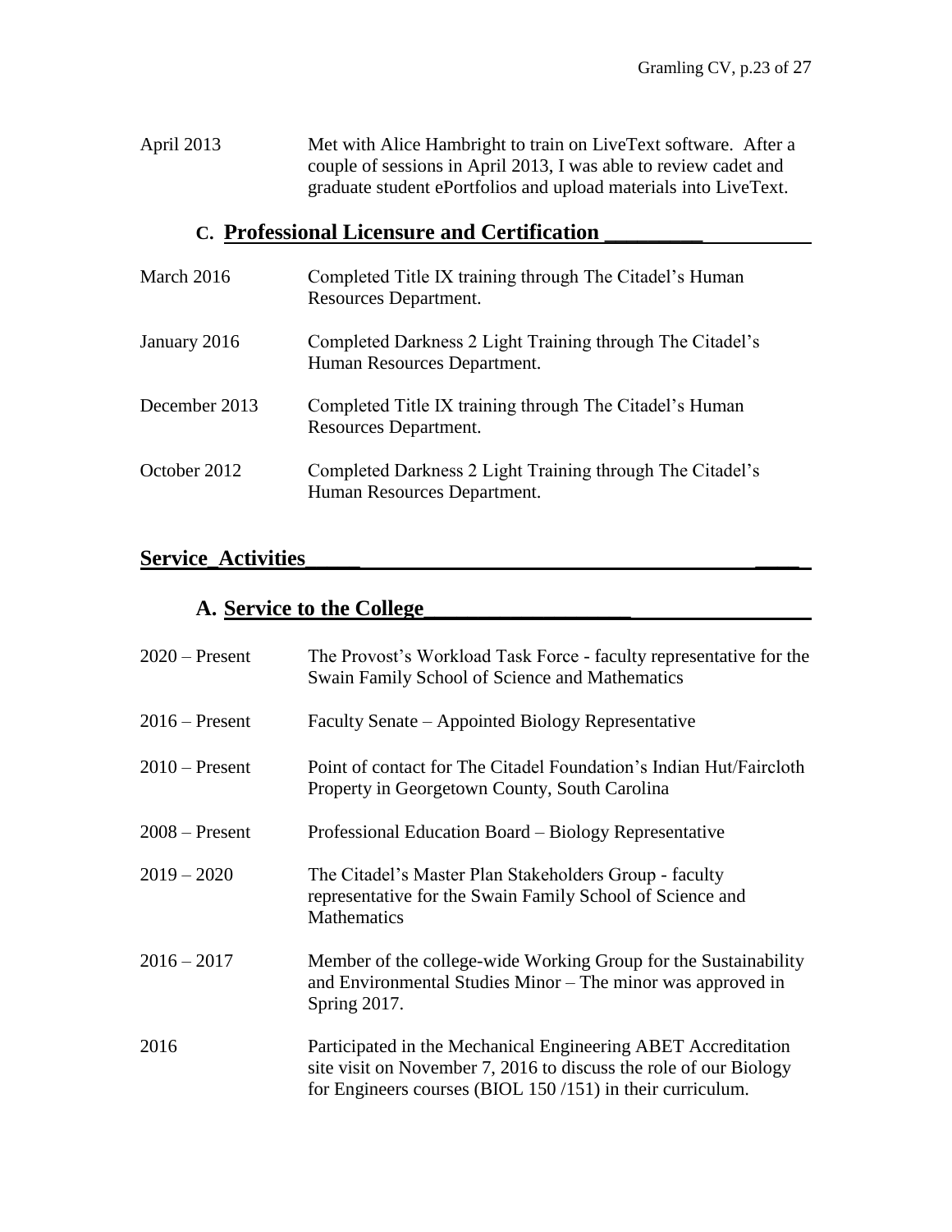| | |
|---|---|
| April 2013 | Met with Alice Hambright to train on LiveText software. After a couple of sessions in April 2013, I was able to review cadet and graduate student ePortfolios and upload materials into LiveText. |

### C. Professional Licensure and Certification

| | |
|---|---|
| March 2016 | Completed Title IX training through The Citadel's Human Resources Department. |
| January 2016 | Completed Darkness 2 Light Training through The Citadel's Human Resources Department. |
| December 2013 | Completed Title IX training through The Citadel's Human Resources Department. |
| October 2012 | Completed Darkness 2 Light Training through The Citadel's Human Resources Department. |

## Service Activities

### A. Service to the College

| | |
|---|---|
| 2020 – Present | The Provost's Workload Task Force - faculty representative for the Swain Family School of Science and Mathematics |
| 2016 – Present | Faculty Senate – Appointed Biology Representative |
| 2010 – Present | Point of contact for The Citadel Foundation's Indian Hut/Faircloth Property in Georgetown County, South Carolina |
| 2008 – Present | Professional Education Board – Biology Representative |
| 2019 – 2020 | The Citadel's Master Plan Stakeholders Group - faculty representative for the Swain Family School of Science and Mathematics |
| 2016 – 2017 | Member of the college-wide Working Group for the Sustainability and Environmental Studies Minor – The minor was approved in Spring 2017. |
| 2016 | Participated in the Mechanical Engineering ABET Accreditation site visit on November 7, 2016 to discuss the role of our Biology for Engineers courses (BIOL 150 /151) in their curriculum. |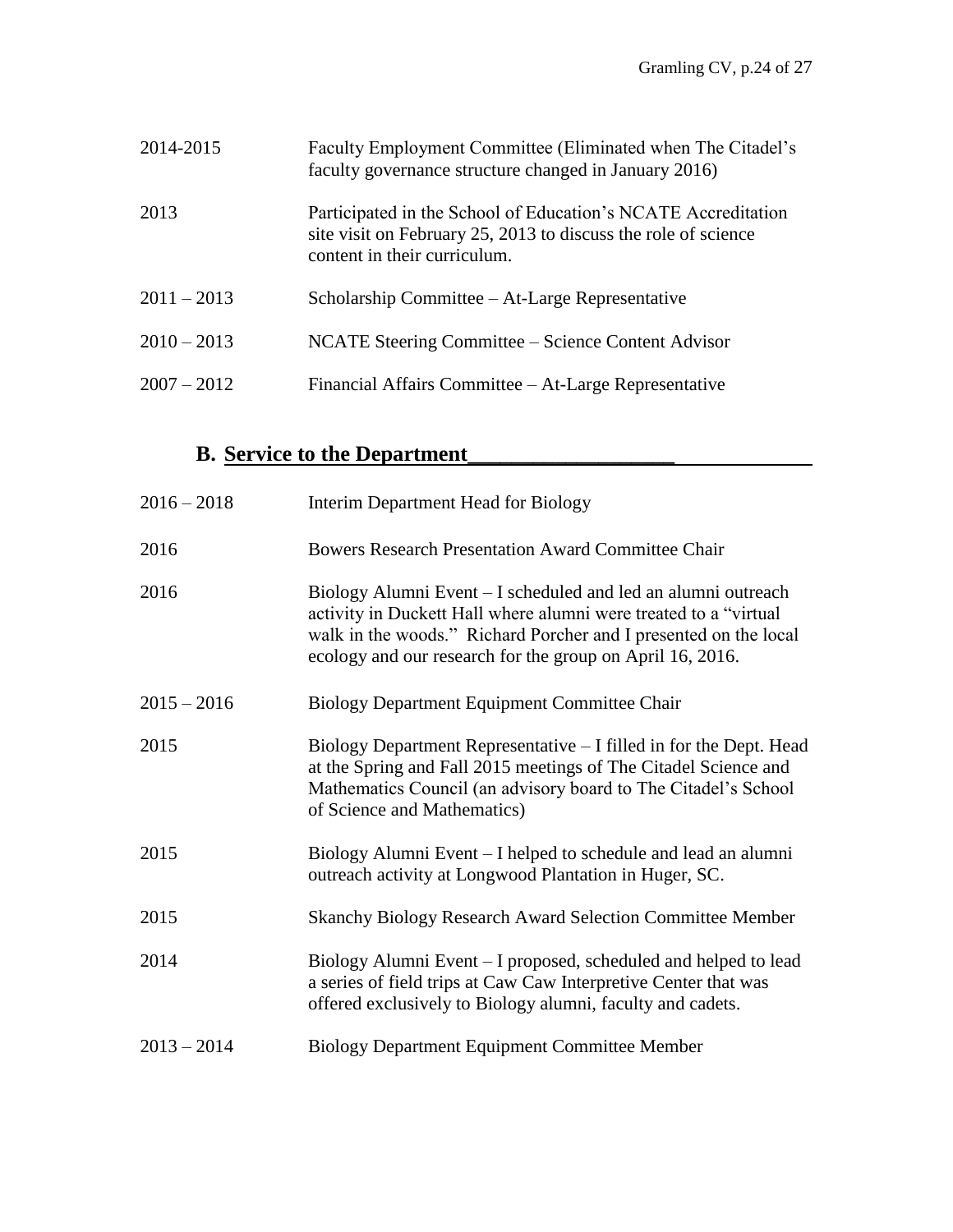| | |
|---|---|
| 2014-2015 | Faculty Employment Committee (Eliminated when The Citadel's faculty governance structure changed in January 2016) |
| 2013 | Participated in the School of Education's NCATE Accreditation site visit on February 25, 2013 to discuss the role of science content in their curriculum. |
| 2011 – 2013 | Scholarship Committee – At-Large Representative |
| 2010 – 2013 | NCATE Steering Committee – Science Content Advisor |
| 2007 – 2012 | Financial Affairs Committee – At-Large Representative |

## B. Service to the Department

| | |
|---|---|
| 2016 – 2018 | Interim Department Head for Biology |
| 2016 | Bowers Research Presentation Award Committee Chair |
| 2016 | Biology Alumni Event – I scheduled and led an alumni outreach activity in Duckett Hall where alumni were treated to a "virtual walk in the woods." Richard Porcher and I presented on the local ecology and our research for the group on April 16, 2016. |
| 2015 – 2016 | Biology Department Equipment Committee Chair |
| 2015 | Biology Department Representative – I filled in for the Dept. Head at the Spring and Fall 2015 meetings of The Citadel Science and Mathematics Council (an advisory board to The Citadel's School of Science and Mathematics) |
| 2015 | Biology Alumni Event – I helped to schedule and lead an alumni outreach activity at Longwood Plantation in Huger, SC. |
| 2015 | Skanchy Biology Research Award Selection Committee Member |
| 2014 | Biology Alumni Event – I proposed, scheduled and helped to lead a series of field trips at Caw Caw Interpretive Center that was offered exclusively to Biology alumni, faculty and cadets. |
| 2013 – 2014 | Biology Department Equipment Committee Member |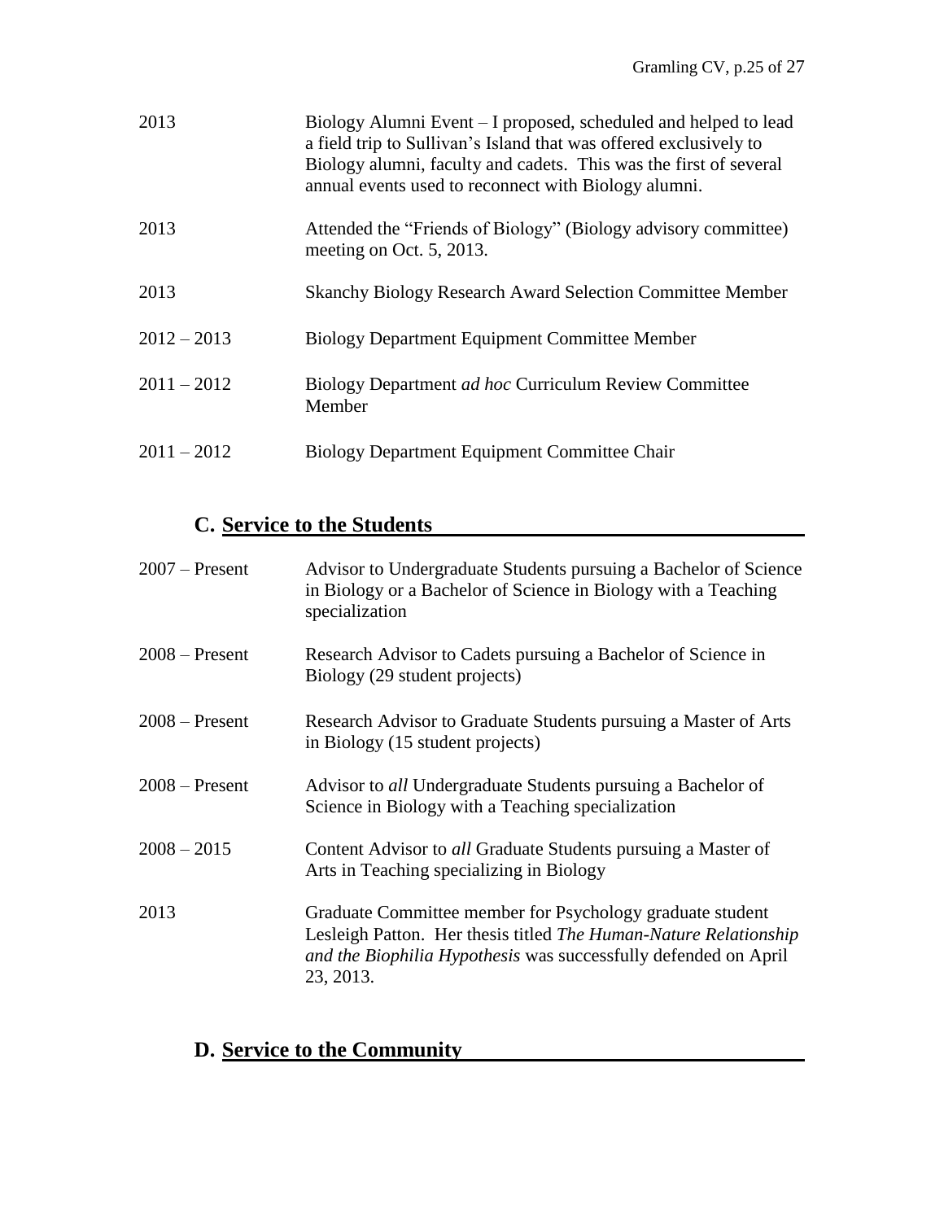| | |
|---|---|
| 2013 | Biology Alumni Event – I proposed, scheduled and helped to lead a field trip to Sullivan's Island that was offered exclusively to Biology alumni, faculty and cadets. This was the first of several annual events used to reconnect with Biology alumni. |
| 2013 | Attended the "Friends of Biology" (Biology advisory committee) meeting on Oct. 5, 2013. |
| 2013 | Skanchy Biology Research Award Selection Committee Member |
| 2012 – 2013 | Biology Department Equipment Committee Member |
| 2011 – 2012 | Biology Department *ad hoc* Curriculum Review Committee Member |
| 2011 – 2012 | Biology Department Equipment Committee Chair |

## C. Service to the Students

| | |
|---|---|
| 2007 – Present | Advisor to Undergraduate Students pursuing a Bachelor of Science in Biology or a Bachelor of Science in Biology with a Teaching specialization |
| 2008 – Present | Research Advisor to Cadets pursuing a Bachelor of Science in Biology (29 student projects) |
| 2008 – Present | Research Advisor to Graduate Students pursuing a Master of Arts in Biology (15 student projects) |
| 2008 – Present | Advisor to *all* Undergraduate Students pursuing a Bachelor of Science in Biology with a Teaching specialization |
| 2008 – 2015 | Content Advisor to *all* Graduate Students pursuing a Master of Arts in Teaching specializing in Biology |
| 2013 | Graduate Committee member for Psychology graduate student Lesleigh Patton. Her thesis titled *The Human-Nature Relationship and the Biophilia Hypothesis* was successfully defended on April 23, 2013. |

## D. Service to the Community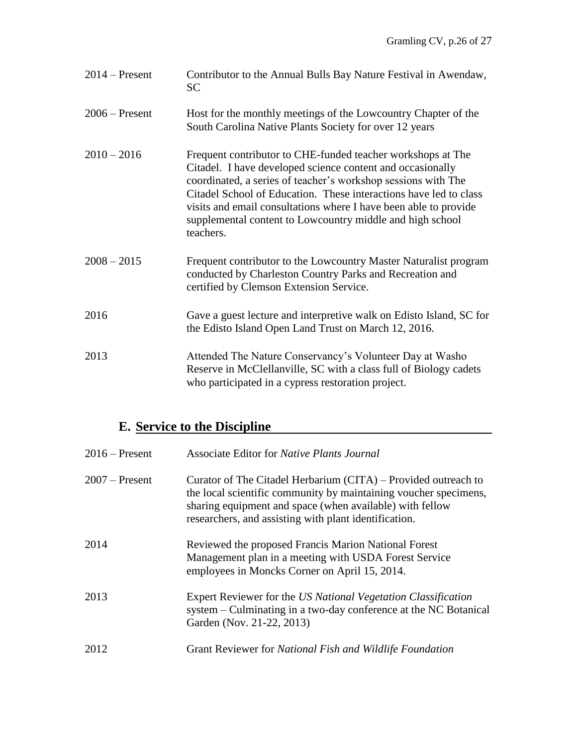| | |
|---|---|
| 2014 – Present | Contributor to the Annual Bulls Bay Nature Festival in Awendaw, SC |
| 2006 – Present | Host for the monthly meetings of the Lowcountry Chapter of the South Carolina Native Plants Society for over 12 years |
| 2010 – 2016 | Frequent contributor to CHE-funded teacher workshops at The Citadel. I have developed science content and occasionally coordinated, a series of teacher's workshop sessions with The Citadel School of Education. These interactions have led to class visits and email consultations where I have been able to provide supplemental content to Lowcountry middle and high school teachers. |
| 2008 – 2015 | Frequent contributor to the Lowcountry Master Naturalist program conducted by Charleston Country Parks and Recreation and certified by Clemson Extension Service. |
| 2016 | Gave a guest lecture and interpretive walk on Edisto Island, SC for the Edisto Island Open Land Trust on March 12, 2016. |
| 2013 | Attended The Nature Conservancy's Volunteer Day at Washo Reserve in McClellanville, SC with a class full of Biology cadets who participated in a cypress restoration project. |

## E. Service to the Discipline

| | |
|---|---|
| 2016 – Present | Associate Editor for *Native Plants Journal* |
| 2007 – Present | Curator of The Citadel Herbarium (CITA) – Provided outreach to the local scientific community by maintaining voucher specimens, sharing equipment and space (when available) with fellow researchers, and assisting with plant identification. |
| 2014 | Reviewed the proposed Francis Marion National Forest Management plan in a meeting with USDA Forest Service employees in Moncks Corner on April 15, 2014. |
| 2013 | Expert Reviewer for the *US National Vegetation Classification* system – Culminating in a two-day conference at the NC Botanical Garden (Nov. 21-22, 2013) |
| 2012 | Grant Reviewer for *National Fish and Wildlife Foundation* |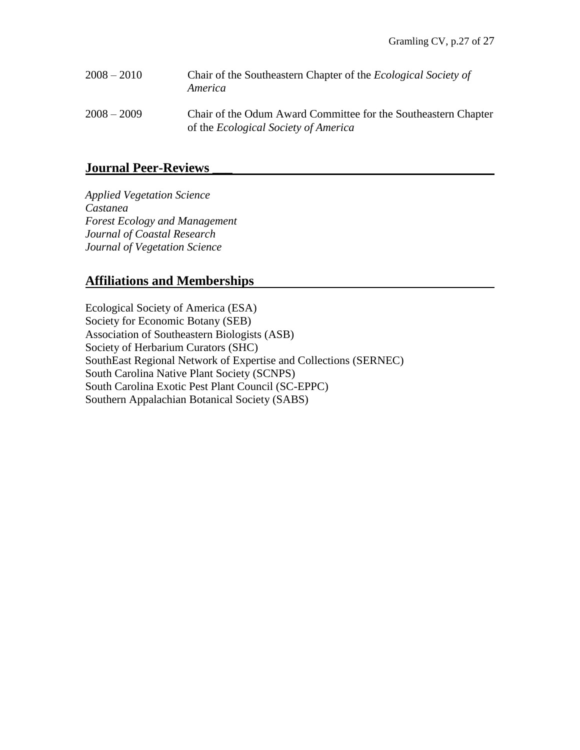| | |
|---|---|
| 2008 – 2010 | Chair of the Southeastern Chapter of the *Ecological Society of America* |
| 2008 – 2009 | Chair of the Odum Award Committee for the Southeastern Chapter of the *Ecological Society of America* |

## Journal Peer-Reviews

*Applied Vegetation Science*
*Castanea*
*Forest Ecology and Management*
*Journal of Coastal Research*
*Journal of Vegetation Science*

## Affiliations and Memberships

Ecological Society of America (ESA)
Society for Economic Botany (SEB)
Association of Southeastern Biologists (ASB)
Society of Herbarium Curators (SHC)
SouthEast Regional Network of Expertise and Collections (SERNEC)
South Carolina Native Plant Society (SCNPS)
South Carolina Exotic Pest Plant Council (SC-EPPC)
Southern Appalachian Botanical Society (SABS)